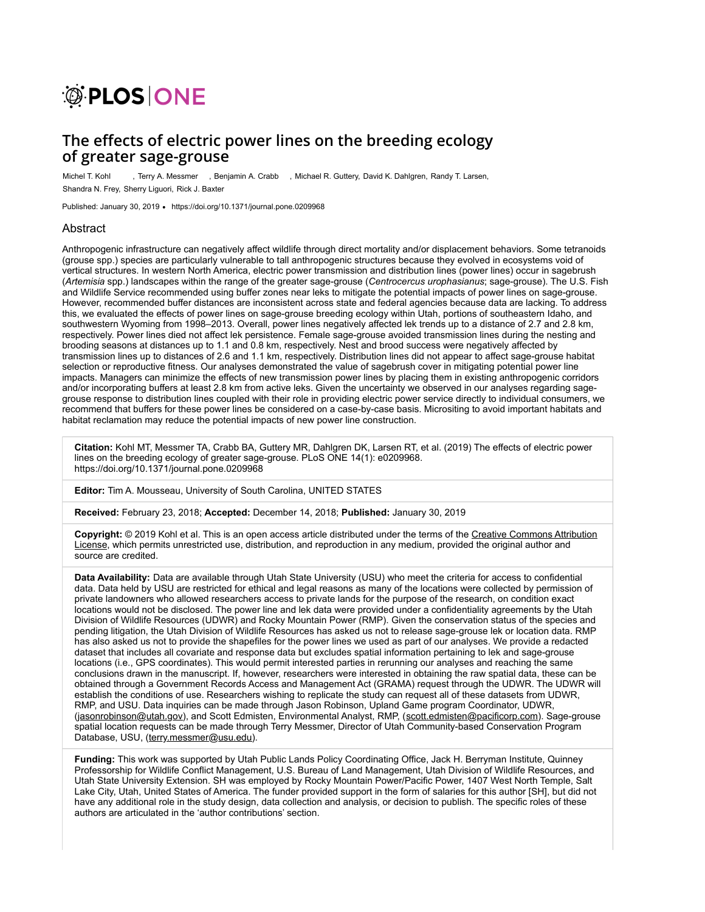# The effects of electric power lines on the breeding ecology of greater sage-grouse

Michel T. Kohl, Terry A. Messmer, Benjamin A. Crabb, Michael R. Guttery, David K. Dahlgren, Randy T. Larsen, Shandra N. Frey, Sherry Liguori, Rick J. Baxter

Published: January 30, 2019 • https://doi.org/10.1371/journal.pone.0209968

## Abstract

Anthropogenic infrastructure can negatively affect wildlife through direct mortality and/or displacement behaviors. Some tetranoids (grouse spp.) species are particularly vulnerable to tall anthropogenic structures because they evolved in ecosystems void of vertical structures. In western North America, electric power transmission and distribution lines (power lines) occur in sagebrush (*Artemisia* spp.) landscapes within the range of the greater sage-grouse (*Centrocercus urophasianus*; sage-grouse). The U.S. Fish and Wildlife Service recommended using buffer zones near leks to mitigate the potential impacts of power lines on sage-grouse. However, recommended buffer distances are inconsistent across state and federal agencies because data are lacking. To address this, we evaluated the effects of power lines on sage-grouse breeding ecology within Utah, portions of southeastern Idaho, and southwestern Wyoming from 1998–2013. Overall, power lines negatively affected lek trends up to a distance of 2.7 and 2.8 km, respectively. Power lines died not affect lek persistence. Female sage-grouse avoided transmission lines during the nesting and brooding seasons at distances up to 1.1 and 0.8 km, respectively. Nest and brood success were negatively affected by transmission lines up to distances of 2.6 and 1.1 km, respectively. Distribution lines did not appear to affect sage-grouse habitat selection or reproductive fitness. Our analyses demonstrated the value of sagebrush cover in mitigating potential power line impacts. Managers can minimize the effects of new transmission power lines by placing them in existing anthropogenic corridors and/or incorporating buffers at least 2.8 km from active leks. Given the uncertainty we observed in our analyses regarding sage-grouse response to distribution lines coupled with their role in providing electric power service directly to individual consumers, we recommend that buffers for these power lines be considered on a case-by-case basis. Micrositing to avoid important habitats and habitat reclamation may reduce the potential impacts of new power line construction.

**Citation:** Kohl MT, Messmer TA, Crabb BA, Guttery MR, Dahlgren DK, Larsen RT, et al. (2019) The effects of electric power lines on the breeding ecology of greater sage-grouse. PLoS ONE 14(1): e0209968. https://doi.org/10.1371/journal.pone.0209968

**Editor:** Tim A. Mousseau, University of South Carolina, UNITED STATES

**Received:** February 23, 2018; **Accepted:** December 14, 2018; **Published:** January 30, 2019

**Copyright:** © 2019 Kohl et al. This is an open access article distributed under the terms of the Creative Commons Attribution License, which permits unrestricted use, distribution, and reproduction in any medium, provided the original author and source are credited.

**Data Availability:** Data are available through Utah State University (USU) who meet the criteria for access to confidential data. Data held by USU are restricted for ethical and legal reasons as many of the locations were collected by permission of private landowners who allowed researchers access to private lands for the purpose of the research, on condition exact locations would not be disclosed. The power line and lek data were provided under a confidentiality agreements by the Utah Division of Wildlife Resources (UDWR) and Rocky Mountain Power (RMP). Given the conservation status of the species and pending litigation, the Utah Division of Wildlife Resources has asked us not to release sage-grouse lek or location data. RMP has also asked us not to provide the shapefiles for the power lines we used as part of our analyses. We provide a redacted dataset that includes all covariate and response data but excludes spatial information pertaining to lek and sage-grouse locations (i.e., GPS coordinates). This would permit interested parties in rerunning our analyses and reaching the same conclusions drawn in the manuscript. If, however, researchers were interested in obtaining the raw spatial data, these can be obtained through a Government Records Access and Management Act (GRAMA) request through the UDWR. The UDWR will establish the conditions of use. Researchers wishing to replicate the study can request all of these datasets from UDWR, RMP, and USU. Data inquiries can be made through Jason Robinson, Upland Game program Coordinator, UDWR, (jasonrobinson@utah.gov), and Scott Edmisten, Environmental Analyst, RMP, (scott.edmisten@pacificorp.com). Sage-grouse spatial location requests can be made through Terry Messmer, Director of Utah Community-based Conservation Program Database, USU, (terry.messmer@usu.edu).

**Funding:** This work was supported by Utah Public Lands Policy Coordinating Office, Jack H. Berryman Institute, Quinney Professorship for Wildlife Conflict Management, U.S. Bureau of Land Management, Utah Division of Wildlife Resources, and Utah State University Extension. SH was employed by Rocky Mountain Power/Pacific Power, 1407 West North Temple, Salt Lake City, Utah, United States of America. The funder provided support in the form of salaries for this author [SH], but did not have any additional role in the study design, data collection and analysis, or decision to publish. The specific roles of these authors are articulated in the 'author contributions' section.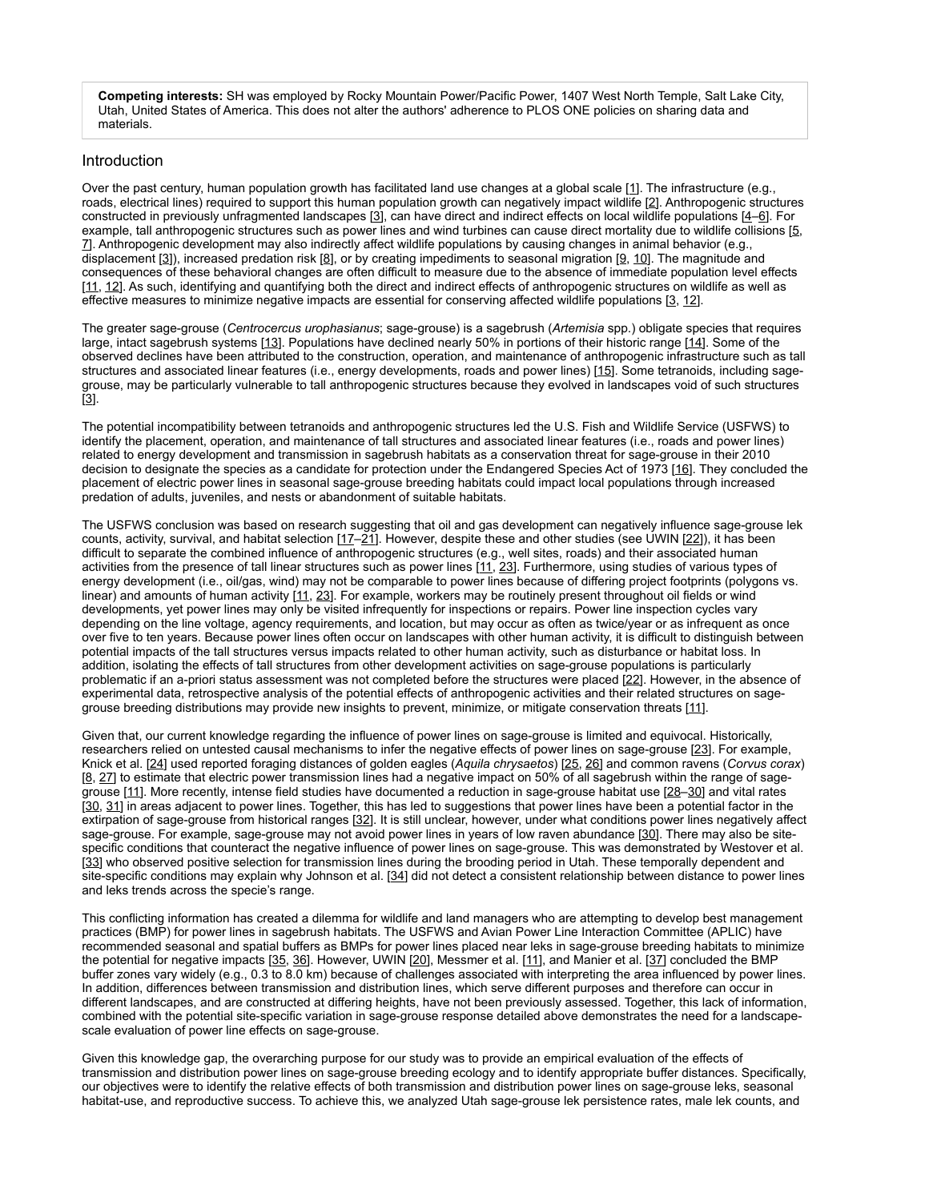**Competing interests:** SH was employed by Rocky Mountain Power/Pacific Power, 1407 West North Temple, Salt Lake City, Utah, United States of America. This does not alter the authors' adherence to PLOS ONE policies on sharing data and materials.

## Introduction

Over the past century, human population growth has facilitated land use changes at a global scale [1]. The infrastructure (e.g., roads, electrical lines) required to support this human population growth can negatively impact wildlife [2]. Anthropogenic structures constructed in previously unfragmented landscapes [3], can have direct and indirect effects on local wildlife populations [4–6]. For example, tall anthropogenic structures such as power lines and wind turbines can cause direct mortality due to wildlife collisions [5, 7]. Anthropogenic development may also indirectly affect wildlife populations by causing changes in animal behavior (e.g., displacement [3]), increased predation risk [8], or by creating impediments to seasonal migration [9, 10]. The magnitude and consequences of these behavioral changes are often difficult to measure due to the absence of immediate population level effects [11, 12]. As such, identifying and quantifying both the direct and indirect effects of anthropogenic structures on wildlife as well as effective measures to minimize negative impacts are essential for conserving affected wildlife populations [3, 12].

The greater sage-grouse (*Centrocercus urophasianus*; sage-grouse) is a sagebrush (*Artemisia* spp.) obligate species that requires large, intact sagebrush systems [13]. Populations have declined nearly 50% in portions of their historic range [14]. Some of the observed declines have been attributed to the construction, operation, and maintenance of anthropogenic infrastructure such as tall structures and associated linear features (i.e., energy developments, roads and power lines) [15]. Some tetranoids, including sage-grouse, may be particularly vulnerable to tall anthropogenic structures because they evolved in landscapes void of such structures [3].

The potential incompatibility between tetranoids and anthropogenic structures led the U.S. Fish and Wildlife Service (USFWS) to identify the placement, operation, and maintenance of tall structures and associated linear features (i.e., roads and power lines) related to energy development and transmission in sagebrush habitats as a conservation threat for sage-grouse in their 2010 decision to designate the species as a candidate for protection under the Endangered Species Act of 1973 [16]. They concluded the placement of electric power lines in seasonal sage-grouse breeding habitats could impact local populations through increased predation of adults, juveniles, and nests or abandonment of suitable habitats.

The USFWS conclusion was based on research suggesting that oil and gas development can negatively influence sage-grouse lek counts, activity, survival, and habitat selection [17–21]. However, despite these and other studies (see UWIN [22]), it has been difficult to separate the combined influence of anthropogenic structures (e.g., well sites, roads) and their associated human activities from the presence of tall linear structures such as power lines [11, 23]. Furthermore, using studies of various types of energy development (i.e., oil/gas, wind) may not be comparable to power lines because of differing project footprints (polygons vs. linear) and amounts of human activity [11, 23]. For example, workers may be routinely present throughout oil fields or wind developments, yet power lines may only be visited infrequently for inspections or repairs. Power line inspection cycles vary depending on the line voltage, agency requirements, and location, but may occur as often as twice/year or as infrequent as once over five to ten years. Because power lines often occur on landscapes with other human activity, it is difficult to distinguish between potential impacts of the tall structures versus impacts related to other human activity, such as disturbance or habitat loss. In addition, isolating the effects of tall structures from other development activities on sage-grouse populations is particularly problematic if an a-priori status assessment was not completed before the structures were placed [22]. However, in the absence of experimental data, retrospective analysis of the potential effects of anthropogenic activities and their related structures on sage-grouse breeding distributions may provide new insights to prevent, minimize, or mitigate conservation threats [11].

Given that, our current knowledge regarding the influence of power lines on sage-grouse is limited and equivocal. Historically, researchers relied on untested causal mechanisms to infer the negative effects of power lines on sage-grouse [23]. For example, Knick et al. [24] used reported foraging distances of golden eagles (*Aquila chrysaetos*) [25, 26] and common ravens (*Corvus corax*) [8, 27] to estimate that electric power transmission lines had a negative impact on 50% of all sagebrush within the range of sage-grouse [11]. More recently, intense field studies have documented a reduction in sage-grouse habitat use [28–30] and vital rates [30, 31] in areas adjacent to power lines. Together, this has led to suggestions that power lines have been a potential factor in the extirpation of sage-grouse from historical ranges [32]. It is still unclear, however, under what conditions power lines negatively affect sage-grouse. For example, sage-grouse may not avoid power lines in years of low raven abundance [30]. There may also be site-specific conditions that counteract the negative influence of power lines on sage-grouse. This was demonstrated by Westover et al. [33] who observed positive selection for transmission lines during the brooding period in Utah. These temporally dependent and site-specific conditions may explain why Johnson et al. [34] did not detect a consistent relationship between distance to power lines and leks trends across the specie's range.

This conflicting information has created a dilemma for wildlife and land managers who are attempting to develop best management practices (BMP) for power lines in sagebrush habitats. The USFWS and Avian Power Line Interaction Committee (APLIC) have recommended seasonal and spatial buffers as BMPs for power lines placed near leks in sage-grouse breeding habitats to minimize the potential for negative impacts [35, 36]. However, UWIN [20], Messmer et al. [11], and Manier et al. [37] concluded the BMP buffer zones vary widely (e.g., 0.3 to 8.0 km) because of challenges associated with interpreting the area influenced by power lines. In addition, differences between transmission and distribution lines, which serve different purposes and therefore can occur in different landscapes, and are constructed at differing heights, have not been previously assessed. Together, this lack of information, combined with the potential site-specific variation in sage-grouse response detailed above demonstrates the need for a landscape-scale evaluation of power line effects on sage-grouse.

Given this knowledge gap, the overarching purpose for our study was to provide an empirical evaluation of the effects of transmission and distribution power lines on sage-grouse breeding ecology and to identify appropriate buffer distances. Specifically, our objectives were to identify the relative effects of both transmission and distribution power lines on sage-grouse leks, seasonal habitat-use, and reproductive success. To achieve this, we analyzed Utah sage-grouse lek persistence rates, male lek counts, and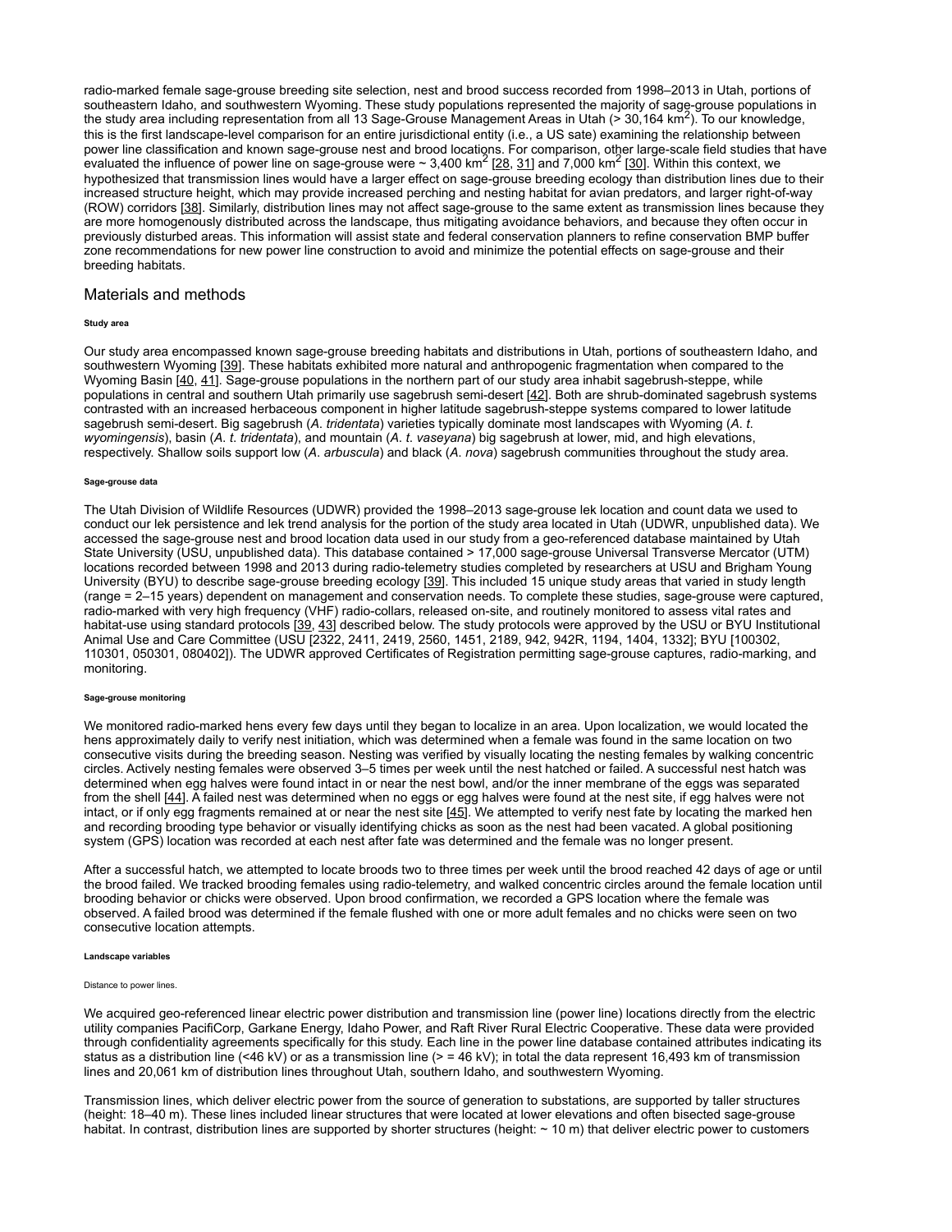radio-marked female sage-grouse breeding site selection, nest and brood success recorded from 1998–2013 in Utah, portions of southeastern Idaho, and southwestern Wyoming. These study populations represented the majority of sage-grouse populations in the study area including representation from all 13 Sage-Grouse Management Areas in Utah (> 30,164 km$^2$). To our knowledge, this is the first landscape-level comparison for an entire jurisdictional entity (i.e., a US sate) examining the relationship between power line classification and known sage-grouse nest and brood locations. For comparison, other large-scale field studies that have evaluated the influence of power line on sage-grouse were ~ 3,400 km$^2$ [28, 31] and 7,000 km$^2$ [30]. Within this context, we hypothesized that transmission lines would have a larger effect on sage-grouse breeding ecology than distribution lines due to their increased structure height, which may provide increased perching and nesting habitat for avian predators, and larger right-of-way (ROW) corridors [38]. Similarly, distribution lines may not affect sage-grouse to the same extent as transmission lines because they are more homogenously distributed across the landscape, thus mitigating avoidance behaviors, and because they often occur in previously disturbed areas. This information will assist state and federal conservation planners to refine conservation BMP buffer zone recommendations for new power line construction to avoid and minimize the potential effects on sage-grouse and their breeding habitats.

## Materials and methods

#### Study area

Our study area encompassed known sage-grouse breeding habitats and distributions in Utah, portions of southeastern Idaho, and southwestern Wyoming [39]. These habitats exhibited more natural and anthropogenic fragmentation when compared to the Wyoming Basin [40, 41]. Sage-grouse populations in the northern part of our study area inhabit sagebrush-steppe, while populations in central and southern Utah primarily use sagebrush semi-desert [42]. Both are shrub-dominated sagebrush systems contrasted with an increased herbaceous component in higher latitude sagebrush-steppe systems compared to lower latitude sagebrush semi-desert. Big sagebrush (*A. tridentata*) varieties typically dominate most landscapes with Wyoming (*A. t. wyomingensis*), basin (*A. t. tridentata*), and mountain (*A. t. vaseyana*) big sagebrush at lower, mid, and high elevations, respectively. Shallow soils support low (*A. arbuscula*) and black (*A. nova*) sagebrush communities throughout the study area.

#### Sage-grouse data

The Utah Division of Wildlife Resources (UDWR) provided the 1998–2013 sage-grouse lek location and count data we used to conduct our lek persistence and lek trend analysis for the portion of the study area located in Utah (UDWR, unpublished data). We accessed the sage-grouse nest and brood location data used in our study from a geo-referenced database maintained by Utah State University (USU, unpublished data). This database contained > 17,000 sage-grouse Universal Transverse Mercator (UTM) locations recorded between 1998 and 2013 during radio-telemetry studies completed by researchers at USU and Brigham Young University (BYU) to describe sage-grouse breeding ecology [39]. This included 15 unique study areas that varied in study length (range = 2–15 years) dependent on management and conservation needs. To complete these studies, sage-grouse were captured, radio-marked with very high frequency (VHF) radio-collars, released on-site, and routinely monitored to assess vital rates and habitat-use using standard protocols [39, 43] described below. The study protocols were approved by the USU or BYU Institutional Animal Use and Care Committee (USU [2322, 2411, 2419, 2560, 1451, 2189, 942, 942R, 1194, 1404, 1332]; BYU [100302, 110301, 050301, 080402]). The UDWR approved Certificates of Registration permitting sage-grouse captures, radio-marking, and monitoring.

#### Sage-grouse monitoring

We monitored radio-marked hens every few days until they began to localize in an area. Upon localization, we would located the hens approximately daily to verify nest initiation, which was determined when a female was found in the same location on two consecutive visits during the breeding season. Nesting was verified by visually locating the nesting females by walking concentric circles. Actively nesting females were observed 3–5 times per week until the nest hatched or failed. A successful nest hatch was determined when egg halves were found intact in or near the nest bowl, and/or the inner membrane of the eggs was separated from the shell [44]. A failed nest was determined when no eggs or egg halves were found at the nest site, if egg halves were not intact, or if only egg fragments remained at or near the nest site [45]. We attempted to verify nest fate by locating the marked hen and recording brooding type behavior or visually identifying chicks as soon as the nest had been vacated. A global positioning system (GPS) location was recorded at each nest after fate was determined and the female was no longer present.

After a successful hatch, we attempted to locate broods two to three times per week until the brood reached 42 days of age or until the brood failed. We tracked brooding females using radio-telemetry, and walked concentric circles around the female location until brooding behavior or chicks were observed. Upon brood confirmation, we recorded a GPS location where the female was observed. A failed brood was determined if the female flushed with one or more adult females and no chicks were seen on two consecutive location attempts.

#### Landscape variables

##### Distance to power lines.

We acquired geo-referenced linear electric power distribution and transmission line (power line) locations directly from the electric utility companies PacifiCorp, Garkane Energy, Idaho Power, and Raft River Rural Electric Cooperative. These data were provided through confidentiality agreements specifically for this study. Each line in the power line database contained attributes indicating its status as a distribution line (<46 kV) or as a transmission line (> = 46 kV); in total the data represent 16,493 km of transmission lines and 20,061 km of distribution lines throughout Utah, southern Idaho, and southwestern Wyoming.

Transmission lines, which deliver electric power from the source of generation to substations, are supported by taller structures (height: 18–40 m). These lines included linear structures that were located at lower elevations and often bisected sage-grouse habitat. In contrast, distribution lines are supported by shorter structures (height: ~ 10 m) that deliver electric power to customers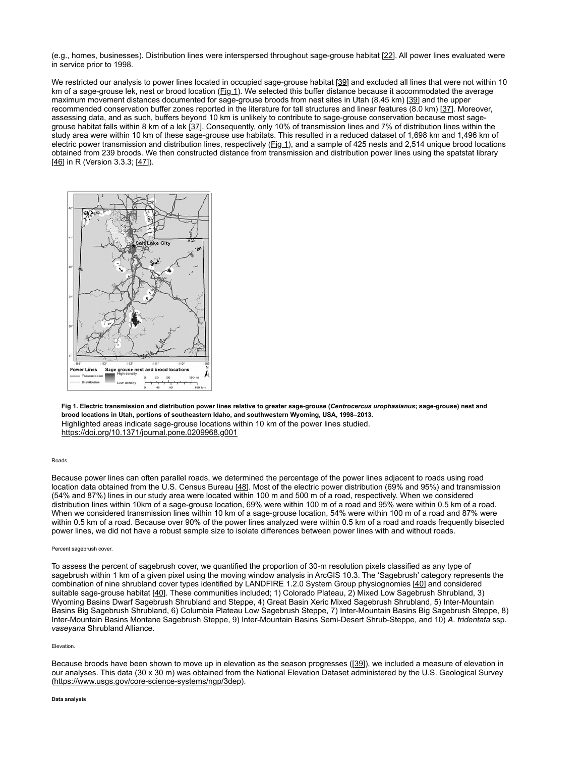(e.g., homes, businesses). Distribution lines were interspersed throughout sage-grouse habitat [22]. All power lines evaluated were in service prior to 1998.

We restricted our analysis to power lines located in occupied sage-grouse habitat [39] and excluded all lines that were not within 10 km of a sage-grouse lek, nest or brood location (Fig 1). We selected this buffer distance because it accommodated the average maximum movement distances documented for sage-grouse broods from nest sites in Utah (8.45 km) [39] and the upper recommended conservation buffer zones reported in the literature for tall structures and linear features (8.0 km) [37]. Moreover, assessing data, and as such, buffers beyond 10 km is unlikely to contribute to sage-grouse conservation because most sage-grouse habitat falls within 8 km of a lek [37]. Consequently, only 10% of transmission lines and 7% of distribution lines within the study area were within 10 km of these sage-grouse use habitats. This resulted in a reduced dataset of 1,698 km and 1,496 km of electric power transmission and distribution lines, respectively (Fig 1), and a sample of 425 nests and 2,514 unique brood locations obtained from 239 broods. We then constructed distance from transmission and distribution power lines using the spatstat library [46] in R (Version 3.3.3; [47]).

**Fig 1. Electric transmission and distribution power lines relative to greater sage-grouse (*Centrocercus urophasianus*; sage-grouse) nest and brood locations in Utah, portions of southeastern Idaho, and southwestern Wyoming, USA, 1998–2013.**
Highlighted areas indicate sage-grouse locations within 10 km of the power lines studied.
https://doi.org/10.1371/journal.pone.0209968.g001

###### Roads.

Because power lines can often parallel roads, we determined the percentage of the power lines adjacent to roads using road location data obtained from the U.S. Census Bureau [48]. Most of the electric power distribution (69% and 95%) and transmission (54% and 87%) lines in our study area were located within 100 m and 500 m of a road, respectively. When we considered distribution lines within 10km of a sage-grouse location, 69% were within 100 m of a road and 95% were within 0.5 km of a road. When we considered transmission lines within 10 km of a sage-grouse location, 54% were within 100 m of a road and 87% were within 0.5 km of a road. Because over 90% of the power lines analyzed were within 0.5 km of a road and roads frequently bisected power lines, we did not have a robust sample size to isolate differences between power lines with and without roads.

###### Percent sagebrush cover.

To assess the percent of sagebrush cover, we quantified the proportion of 30-m resolution pixels classified as any type of sagebrush within 1 km of a given pixel using the moving window analysis in ArcGIS 10.3. The 'Sagebrush' category represents the combination of nine shrubland cover types identified by LANDFIRE 1.2.0 System Group physiognomies [40] and considered suitable sage-grouse habitat [40]. These communities included; 1) Colorado Plateau, 2) Mixed Low Sagebrush Shrubland, 3) Wyoming Basins Dwarf Sagebrush Shrubland and Steppe, 4) Great Basin Xeric Mixed Sagebrush Shrubland, 5) Inter-Mountain Basins Big Sagebrush Shrubland, 6) Columbia Plateau Low Sagebrush Steppe, 7) Inter-Mountain Basins Big Sagebrush Steppe, 8) Inter-Mountain Basins Montane Sagebrush Steppe, 9) Inter-Mountain Basins Semi-Desert Shrub-Steppe, and 10) *A. tridentata* ssp. *vaseyana* Shrubland Alliance.

###### Elevation.

Because broods have been shown to move up in elevation as the season progresses ([39]), we included a measure of elevation in our analyses. This data (30 x 30 m) was obtained from the National Elevation Dataset administered by the U.S. Geological Survey (https://www.usgs.gov/core-science-systems/ngp/3dep).

#### Data analysis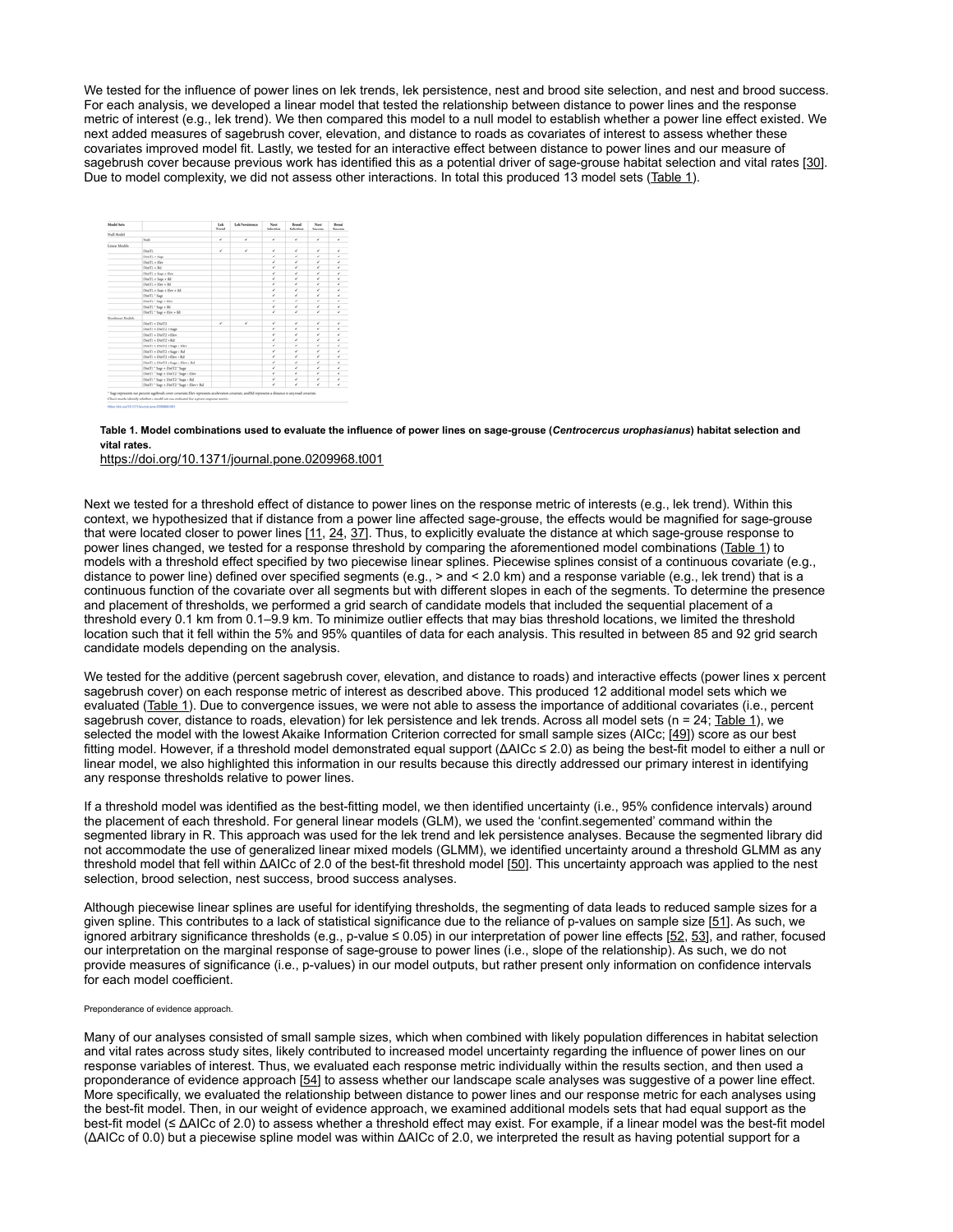We tested for the influence of power lines on lek trends, lek persistence, nest and brood site selection, and nest and brood success. For each analysis, we developed a linear model that tested the relationship between distance to power lines and the response metric of interest (e.g., lek trend). We then compared this model to a null model to establish whether a power line effect existed. We next added measures of sagebrush cover, elevation, and distance to roads as covariates of interest to assess whether these covariates improved model fit. Lastly, we tested for an interactive effect between distance to power lines and our measure of sagebrush cover because previous work has identified this as a potential driver of sage-grouse habitat selection and vital rates [30]. Due to model complexity, we did not assess other interactions. In total this produced 13 model sets (Table 1).

| Model Sets | | Lek Trend | Lek Persistence | Nest Selection | Brood Selection | Nest Success | Brood Success |
|---|---|---|---|---|---|---|---|
| Null Model | | | | | | | |
| | Null | ✓ | ✓ | ✓ | ✓ | ✓ | ✓ |
| Linear Models | | | | | | | |
| | DistTL | ✓ | ✓ | ✓ | ✓ | ✓ | ✓ |
| | DistTL + Sage | | | ✓ | ✓ | ✓ | ✓ |
| | DistTL + Elev | | | ✓ | ✓ | ✓ | ✓ |
| | DistTL + Rd | | | ✓ | ✓ | ✓ | ✓ |
| | DistTL + Sage + Elev | | | ✓ | ✓ | ✓ | ✓ |
| | DistTL + Sage + Rd | | | ✓ | ✓ | ✓ | ✓ |
| | DistTL + Elev + Rd | | | ✓ | ✓ | ✓ | ✓ |
| | DistTL + Sage + Elev + Rd | | | ✓ | ✓ | ✓ | ✓ |
| | DistTL * Sage | | | ✓ | ✓ | ✓ | ✓ |
| | DistTL * Sage + Elev | | | ✓ | ✓ | ✓ | ✓ |
| | DistTL * Sage + Rd | | | ✓ | ✓ | ✓ | ✓ |
| | DistTL * Sage + Elev + Rd | | | ✓ | ✓ | ✓ | ✓ |
| Nonlinear Models | | | | | | | |
| | DistT1 + DistT2 | ✓ | ✓ | ✓ | ✓ | ✓ | ✓ |
| | DistT1 + DistT2 + Sage | | | ✓ | ✓ | ✓ | ✓ |
| | DistT1 + DistT2 + Elev | | | ✓ | ✓ | ✓ | ✓ |
| | DistT1 + DistT2 + Rd | | | ✓ | ✓ | ✓ | ✓ |
| | DistT1 + DistT2 + Sage + Elev | | | ✓ | ✓ | ✓ | ✓ |
| | DistT1 + DistT2 + Sage + Rd | | | ✓ | ✓ | ✓ | ✓ |
| | DistT1 + DistT2 + Elev + Rd | | | ✓ | ✓ | ✓ | ✓ |
| | DistT1 + DistT2 + Sage + Elev + Rd | | | ✓ | ✓ | ✓ | ✓ |
| | DistT1 * Sage + DistT2 * Sage | | | ✓ | ✓ | ✓ | ✓ |
| | DistT1 * Sage + DistT2 * Sage + Elev | | | ✓ | ✓ | ✓ | ✓ |
| | DistT1 * Sage + DistT2 * Sage + Rd | | | ✓ | ✓ | ✓ | ✓ |
| | DistT1 * Sage + DistT2 * Sage + Elev + Rd | | | ✓ | ✓ | ✓ | ✓ |

* Sage represents our percent sagebrush cover covariate, Elev represents an elevation covariate, and Rd represents a distance to any road covariate.
Check marks identify whether a model set was evaluated for a given response metric.

https://doi.org/10.1371/journal.pone.0209968.t001

**Table 1. Model combinations used to evaluate the influence of power lines on sage-grouse (*Centrocercus urophasianus*) habitat selection and vital rates.**

https://doi.org/10.1371/journal.pone.0209968.t001

Next we tested for a threshold effect of distance to power lines on the response metric of interests (e.g., lek trend). Within this context, we hypothesized that if distance from a power line affected sage-grouse, the effects would be magnified for sage-grouse that were located closer to power lines [11, 24, 37]. Thus, to explicitly evaluate the distance at which sage-grouse response to power lines changed, we tested for a response threshold by comparing the aforementioned model combinations (Table 1) to models with a threshold effect specified by two piecewise linear splines. Piecewise splines consist of a continuous covariate (e.g., distance to power line) defined over specified segments (e.g., > and < 2.0 km) and a response variable (e.g., lek trend) that is a continuous function of the covariate over all segments but with different slopes in each of the segments. To determine the presence and placement of thresholds, we performed a grid search of candidate models that included the sequential placement of a threshold every 0.1 km from 0.1–9.9 km. To minimize outlier effects that may bias threshold locations, we limited the threshold location such that it fell within the 5% and 95% quantiles of data for each analysis. This resulted in between 85 and 92 grid search candidate models depending on the analysis.

We tested for the additive (percent sagebrush cover, elevation, and distance to roads) and interactive effects (power lines x percent sagebrush cover) on each response metric of interest as described above. This produced 12 additional model sets which we evaluated (Table 1). Due to convergence issues, we were not able to assess the importance of additional covariates (i.e., percent sagebrush cover, distance to roads, elevation) for lek persistence and lek trends. Across all model sets (n = 24; Table 1), we selected the model with the lowest Akaike Information Criterion corrected for small sample sizes (AICc; [49]) score as our best fitting model. However, if a threshold model demonstrated equal support (ΔAICc ≤ 2.0) as being the best-fit model to either a null or linear model, we also highlighted this information in our results because this directly addressed our primary interest in identifying any response thresholds relative to power lines.

If a threshold model was identified as the best-fitting model, we then identified uncertainty (i.e., 95% confidence intervals) around the placement of each threshold. For general linear models (GLM), we used the 'confint.segemented' command within the segmented library in R. This approach was used for the lek trend and lek persistence analyses. Because the segmented library did not accommodate the use of generalized linear mixed models (GLMM), we identified uncertainty around a threshold GLMM as any threshold model that fell within ΔAICc of 2.0 of the best-fit threshold model [50]. This uncertainty approach was applied to the nest selection, brood selection, nest success, brood success analyses.

Although piecewise linear splines are useful for identifying thresholds, the segmenting of data leads to reduced sample sizes for a given spline. This contributes to a lack of statistical significance due to the reliance of p-values on sample size [51]. As such, we ignored arbitrary significance thresholds (e.g., p-value ≤ 0.05) in our interpretation of power line effects [52, 53], and rather, focused our interpretation on the marginal response of sage-grouse to power lines (i.e., slope of the relationship). As such, we do not provide measures of significance (i.e., p-values) in our model outputs, but rather present only information on confidence intervals for each model coefficient.

#### Preponderance of evidence approach.

Many of our analyses consisted of small sample sizes, which when combined with likely population differences in habitat selection and vital rates across study sites, likely contributed to increased model uncertainty regarding the influence of power lines on our response variables of interest. Thus, we evaluated each response metric individually within the results section, and then used a proponderance of evidence approach [54] to assess whether our landscape scale analyses was suggestive of a power line effect. More specifically, we evaluated the relationship between distance to power lines and our response metric for each analyses using the best-fit model. Then, in our weight of evidence approach, we examined additional models sets that had equal support as the best-fit model (≤ ΔAICc of 2.0) to assess whether a threshold effect may exist. For example, if a linear model was the best-fit model (ΔAICc of 0.0) but a piecewise spline model was within ΔAICc of 2.0, we interpreted the result as having potential support for a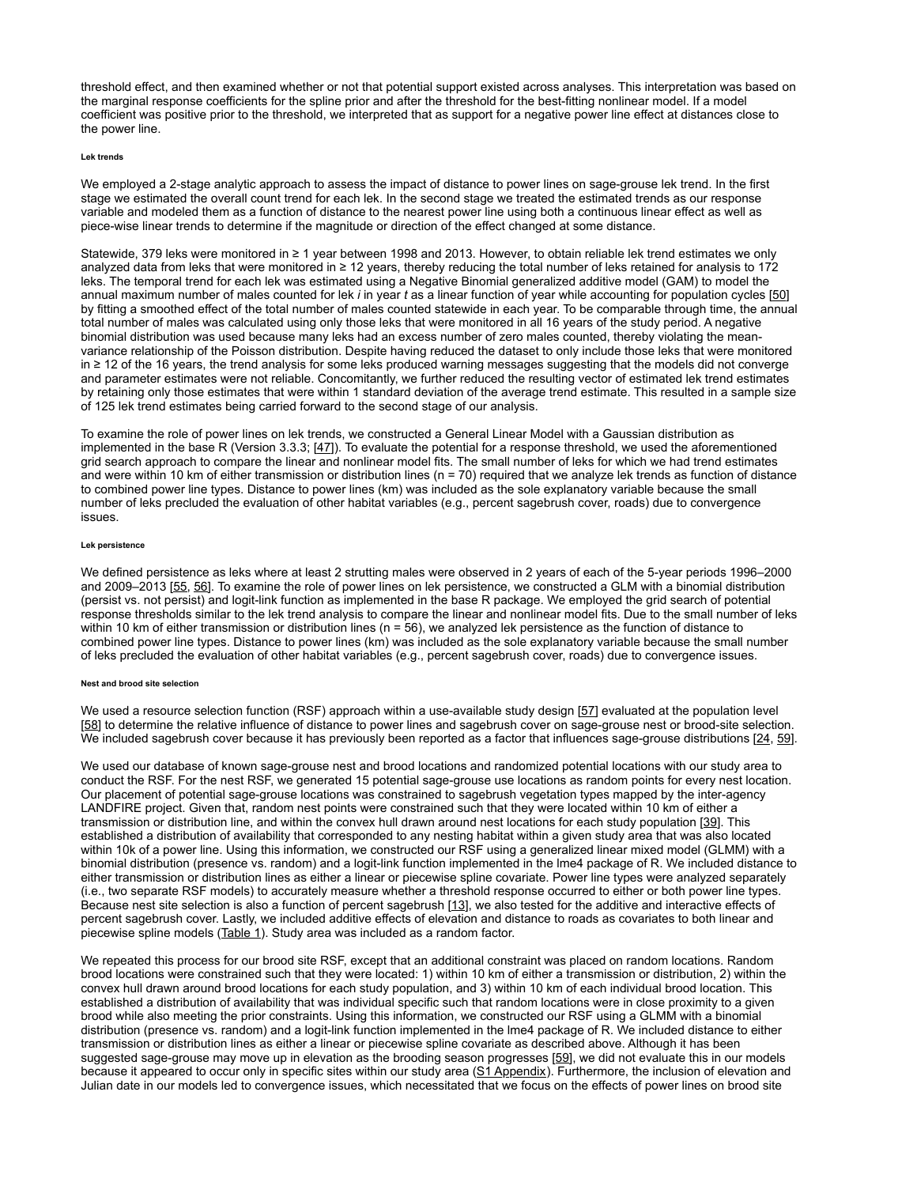threshold effect, and then examined whether or not that potential support existed across analyses. This interpretation was based on the marginal response coefficients for the spline prior and after the threshold for the best-fitting nonlinear model. If a model coefficient was positive prior to the threshold, we interpreted that as support for a negative power line effect at distances close to the power line.

#### Lek trends

We employed a 2-stage analytic approach to assess the impact of distance to power lines on sage-grouse lek trend. In the first stage we estimated the overall count trend for each lek. In the second stage we treated the estimated trends as our response variable and modeled them as a function of distance to the nearest power line using both a continuous linear effect as well as piece-wise linear trends to determine if the magnitude or direction of the effect changed at some distance.

Statewide, 379 leks were monitored in ≥ 1 year between 1998 and 2013. However, to obtain reliable lek trend estimates we only analyzed data from leks that were monitored in ≥ 12 years, thereby reducing the total number of leks retained for analysis to 172 leks. The temporal trend for each lek was estimated using a Negative Binomial generalized additive model (GAM) to model the annual maximum number of males counted for lek $i$ in year $t$ as a linear function of year while accounting for population cycles [50] by fitting a smoothed effect of the total number of males counted statewide in each year. To be comparable through time, the annual total number of males was calculated using only those leks that were monitored in all 16 years of the study period. A negative binomial distribution was used because many leks had an excess number of zero males counted, thereby violating the mean-variance relationship of the Poisson distribution. Despite having reduced the dataset to only include those leks that were monitored in ≥ 12 of the 16 years, the trend analysis for some leks produced warning messages suggesting that the models did not converge and parameter estimates were not reliable. Concomitantly, we further reduced the resulting vector of estimated lek trend estimates by retaining only those estimates that were within 1 standard deviation of the average trend estimate. This resulted in a sample size of 125 lek trend estimates being carried forward to the second stage of our analysis.

To examine the role of power lines on lek trends, we constructed a General Linear Model with a Gaussian distribution as implemented in the base R (Version 3.3.3; [47]). To evaluate the potential for a response threshold, we used the aforementioned grid search approach to compare the linear and nonlinear model fits. The small number of leks for which we had trend estimates and were within 10 km of either transmission or distribution lines (n = 70) required that we analyze lek trends as function of distance to combined power line types. Distance to power lines (km) was included as the sole explanatory variable because the small number of leks precluded the evaluation of other habitat variables (e.g., percent sagebrush cover, roads) due to convergence issues.

#### Lek persistence

We defined persistence as leks where at least 2 strutting males were observed in 2 years of each of the 5-year periods 1996–2000 and 2009–2013 [55, 56]. To examine the role of power lines on lek persistence, we constructed a GLM with a binomial distribution (persist vs. not persist) and logit-link function as implemented in the base R package. We employed the grid search of potential response thresholds similar to the lek trend analysis to compare the linear and nonlinear model fits. Due to the small number of leks within 10 km of either transmission or distribution lines (n = 56), we analyzed lek persistence as the function of distance to combined power line types. Distance to power lines (km) was included as the sole explanatory variable because the small number of leks precluded the evaluation of other habitat variables (e.g., percent sagebrush cover, roads) due to convergence issues.

#### Nest and brood site selection

We used a resource selection function (RSF) approach within a use-available study design [57] evaluated at the population level [58] to determine the relative influence of distance to power lines and sagebrush cover on sage-grouse nest or brood-site selection. We included sagebrush cover because it has previously been reported as a factor that influences sage-grouse distributions [24, 59].

We used our database of known sage-grouse nest and brood locations and randomized potential locations with our study area to conduct the RSF. For the nest RSF, we generated 15 potential sage-grouse use locations as random points for every nest location. Our placement of potential sage-grouse locations was constrained to sagebrush vegetation types mapped by the inter-agency LANDFIRE project. Given that, random nest points were constrained such that they were located within 10 km of either a transmission or distribution line, and within the convex hull drawn around nest locations for each study population [39]. This established a distribution of availability that corresponded to any nesting habitat within a given study area that was also located within 10k of a power line. Using this information, we constructed our RSF using a generalized linear mixed model (GLMM) with a binomial distribution (presence vs. random) and a logit-link function implemented in the lme4 package of R. We included distance to either transmission or distribution lines as either a linear or piecewise spline covariate. Power line types were analyzed separately (i.e., two separate RSF models) to accurately measure whether a threshold response occurred to either or both power line types. Because nest site selection is also a function of percent sagebrush [13], we also tested for the additive and interactive effects of percent sagebrush cover. Lastly, we included additive effects of elevation and distance to roads as covariates to both linear and piecewise spline models (Table 1). Study area was included as a random factor.

We repeated this process for our brood site RSF, except that an additional constraint was placed on random locations. Random brood locations were constrained such that they were located: 1) within 10 km of either a transmission or distribution, 2) within the convex hull drawn around brood locations for each study population, and 3) within 10 km of each individual brood location. This established a distribution of availability that was individual specific such that random locations were in close proximity to a given brood while also meeting the prior constraints. Using this information, we constructed our RSF using a GLMM with a binomial distribution (presence vs. random) and a logit-link function implemented in the lme4 package of R. We included distance to either transmission or distribution lines as either a linear or piecewise spline covariate as described above. Although it has been suggested sage-grouse may move up in elevation as the brooding season progresses [59], we did not evaluate this in our models because it appeared to occur only in specific sites within our study area (S1 Appendix). Furthermore, the inclusion of elevation and Julian date in our models led to convergence issues, which necessitated that we focus on the effects of power lines on brood site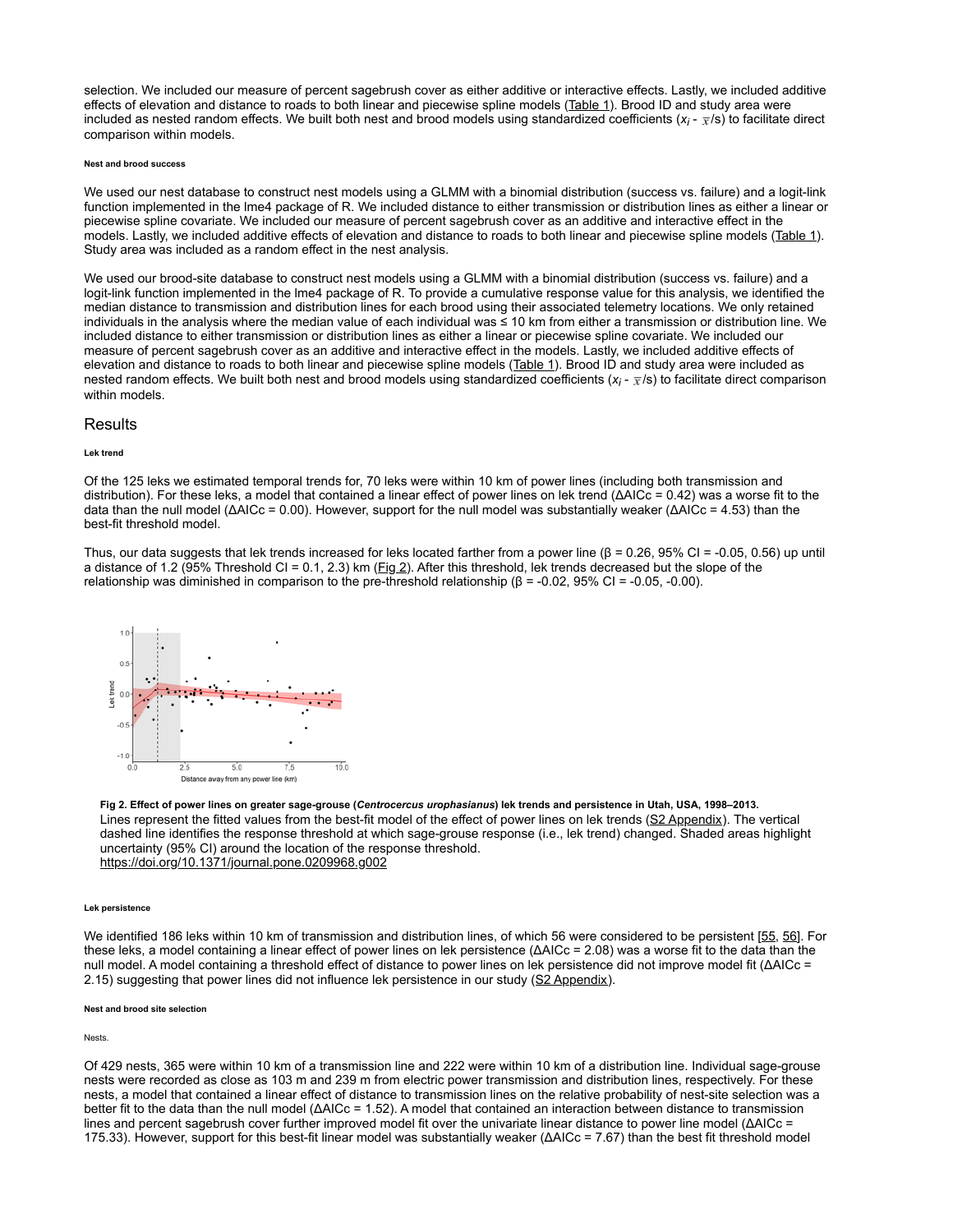selection. We included our measure of percent sagebrush cover as either additive or interactive effects. Lastly, we included additive effects of elevation and distance to roads to both linear and piecewise spline models (Table 1). Brood ID and study area were included as nested random effects. We built both nest and brood models using standardized coefficients ($x_i$ - $\bar{x}$/s) to facilitate direct comparison within models.

###### Nest and brood success

We used our nest database to construct nest models using a GLMM with a binomial distribution (success vs. failure) and a logit-link function implemented in the lme4 package of R. We included distance to either transmission or distribution lines as either a linear or piecewise spline covariate. We included our measure of percent sagebrush cover as an additive and interactive effect in the models. Lastly, we included additive effects of elevation and distance to roads to both linear and piecewise spline models (Table 1). Study area was included as a random effect in the nest analysis.

We used our brood-site database to construct nest models using a GLMM with a binomial distribution (success vs. failure) and a logit-link function implemented in the lme4 package of R. To provide a cumulative response value for this analysis, we identified the median distance to transmission and distribution lines for each brood using their associated telemetry locations. We only retained individuals in the analysis where the median value of each individual was ≤ 10 km from either a transmission or distribution line. We included distance to either transmission or distribution lines as either a linear or piecewise spline covariate. We included our measure of percent sagebrush cover as an additive and interactive effect in the models. Lastly, we included additive effects of elevation and distance to roads to both linear and piecewise spline models (Table 1). Brood ID and study area were included as nested random effects. We built both nest and brood models using standardized coefficients ($x_i$ - $\bar{x}$/s) to facilitate direct comparison within models.

## Results

###### Lek trend

Of the 125 leks we estimated temporal trends for, 70 leks were within 10 km of power lines (including both transmission and distribution). For these leks, a model that contained a linear effect of power lines on lek trend (ΔAICc = 0.42) was a worse fit to the data than the null model (ΔAICc = 0.00). However, support for the null model was substantially weaker (ΔAICc = 4.53) than the best-fit threshold model.

Thus, our data suggests that lek trends increased for leks located farther from a power line (β = 0.26, 95% CI = -0.05, 0.56) up until a distance of 1.2 (95% Threshold CI = 0.1, 2.3) km (Fig 2). After this threshold, lek trends decreased but the slope of the relationship was diminished in comparison to the pre-threshold relationship (β = -0.02, 95% CI = -0.05, -0.00).

**Fig 2. Effect of power lines on greater sage-grouse (*Centrocercus urophasianus*) lek trends and persistence in Utah, USA, 1998–2013.**
Lines represent the fitted values from the best-fit model of the effect of power lines on lek trends (S2 Appendix). The vertical dashed line identifies the response threshold at which sage-grouse response (i.e., lek trend) changed. Shaded areas highlight uncertainty (95% CI) around the location of the response threshold.
https://doi.org/10.1371/journal.pone.0209968.g002

###### Lek persistence

We identified 186 leks within 10 km of transmission and distribution lines, of which 56 were considered to be persistent [55, 56]. For these leks, a model containing a linear effect of power lines on lek persistence (ΔAICc = 2.08) was a worse fit to the data than the null model. A model containing a threshold effect of distance to power lines on lek persistence did not improve model fit (ΔAICc = 2.15) suggesting that power lines did not influence lek persistence in our study (S2 Appendix).

###### Nest and brood site selection

Nests.

Of 429 nests, 365 were within 10 km of a transmission line and 222 were within 10 km of a distribution line. Individual sage-grouse nests were recorded as close as 103 m and 239 m from electric power transmission and distribution lines, respectively. For these nests, a model that contained a linear effect of distance to transmission lines on the relative probability of nest-site selection was a better fit to the data than the null model (ΔAICc = 1.52). A model that contained an interaction between distance to transmission lines and percent sagebrush cover further improved model fit over the univariate linear distance to power line model (ΔAICc = 175.33). However, support for this best-fit linear model was substantially weaker (ΔAICc = 7.67) than the best fit threshold model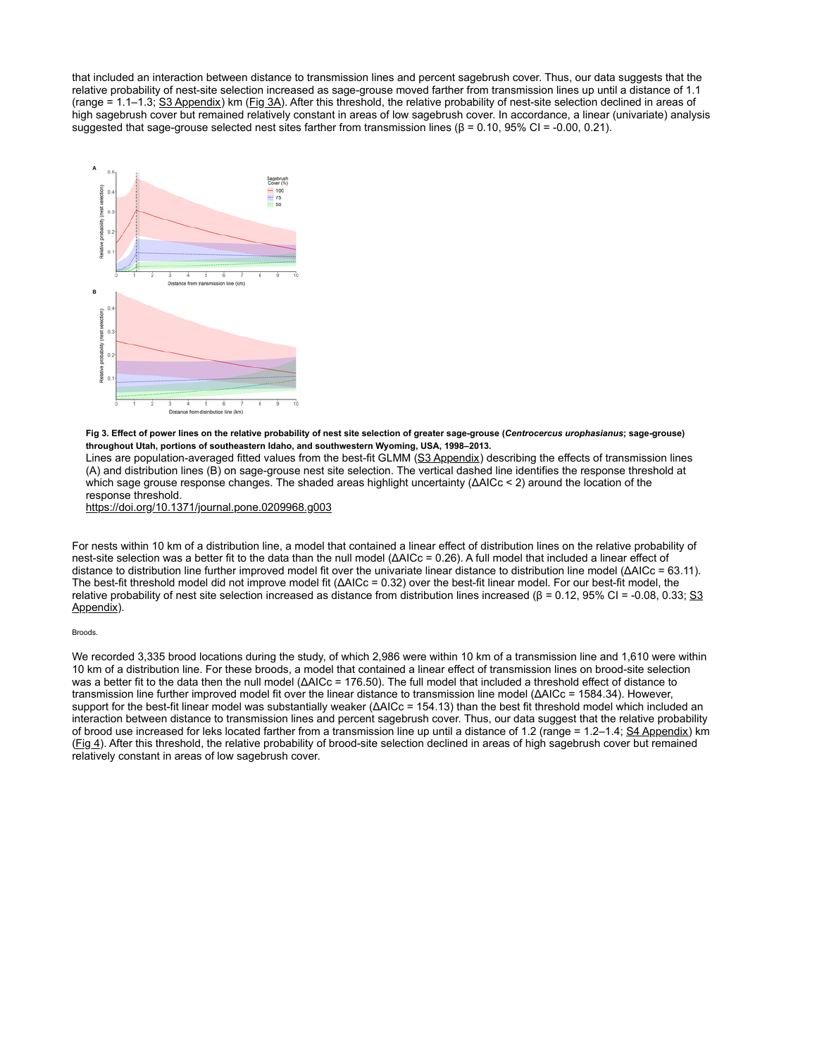that included an interaction between distance to transmission lines and percent sagebrush cover. Thus, our data suggests that the relative probability of nest-site selection increased as sage-grouse moved farther from transmission lines up until a distance of 1.1 (range = 1.1–1.3; S3 Appendix) km (Fig 3A). After this threshold, the relative probability of nest-site selection declined in areas of high sagebrush cover but remained relatively constant in areas of low sagebrush cover. In accordance, a linear (univariate) analysis suggested that sage-grouse selected nest sites farther from transmission lines (β = 0.10, 95% CI = -0.00, 0.21).

**Fig 3. Effect of power lines on the relative probability of nest site selection of greater sage-grouse (*Centrocercus urophasianus*; sage-grouse) throughout Utah, portions of southeastern Idaho, and southwestern Wyoming, USA, 1998–2013.**

Lines are population-averaged fitted values from the best-fit GLMM (S3 Appendix) describing the effects of transmission lines (A) and distribution lines (B) on sage-grouse nest site selection. The vertical dashed line identifies the response threshold at which sage grouse response changes. The shaded areas highlight uncertainty (ΔAICc < 2) around the location of the response threshold.

https://doi.org/10.1371/journal.pone.0209968.g003

For nests within 10 km of a distribution line, a model that contained a linear effect of distribution lines on the relative probability of nest-site selection was a better fit to the data than the null model (ΔAICc = 0.26). A full model that included a linear effect of distance to distribution line further improved model fit over the univariate linear distance to distribution line model (ΔAICc = 63.11). The best-fit threshold model did not improve model fit (ΔAICc = 0.32) over the best-fit linear model. For our best-fit model, the relative probability of nest site selection increased as distance from distribution lines increased (β = 0.12, 95% CI = -0.08, 0.33; S3 Appendix).

#### Broods.

We recorded 3,335 brood locations during the study, of which 2,986 were within 10 km of a transmission line and 1,610 were within 10 km of a distribution line. For these broods, a model that contained a linear effect of transmission lines on brood-site selection was a better fit to the data then the null model (ΔAICc = 176.50). The full model that included a threshold effect of distance to transmission line further improved model fit over the linear distance to transmission line model (ΔAICc = 1584.34). However, support for the best-fit linear model was substantially weaker (ΔAICc = 154.13) than the best fit threshold model which included an interaction between distance to transmission lines and percent sagebrush cover. Thus, our data suggest that the relative probability of brood use increased for leks located farther from a transmission line up until a distance of 1.2 (range = 1.2–1.4; S4 Appendix) km (Fig 4). After this threshold, the relative probability of brood-site selection declined in areas of high sagebrush cover but remained relatively constant in areas of low sagebrush cover.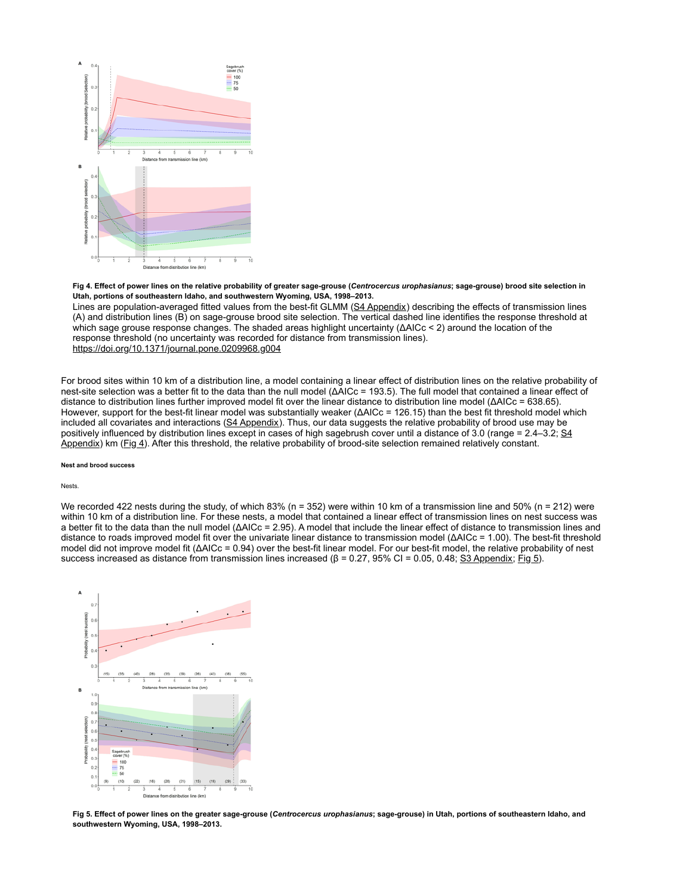**Fig 4. Effect of power lines on the relative probability of greater sage-grouse (*Centrocercus urophasianus*; sage-grouse) brood site selection in Utah, portions of southeastern Idaho, and southwestern Wyoming, USA, 1998–2013.**

Lines are population-averaged fitted values from the best-fit GLMM (S4 Appendix) describing the effects of transmission lines (A) and distribution lines (B) on sage-grouse brood site selection. The vertical dashed line identifies the response threshold at which sage grouse response changes. The shaded areas highlight uncertainty (ΔAICc < 2) around the location of the response threshold (no uncertainty was recorded for distance from transmission lines).

https://doi.org/10.1371/journal.pone.0209968.g004

For brood sites within 10 km of a distribution line, a model containing a linear effect of distribution lines on the relative probability of nest-site selection was a better fit to the data than the null model (ΔAICc = 193.5). The full model that contained a linear effect of distance to distribution lines further improved model fit over the linear distance to distribution line model (ΔAICc = 638.65). However, support for the best-fit linear model was substantially weaker (ΔAICc = 126.15) than the best fit threshold model which included all covariates and interactions (S4 Appendix). Thus, our data suggests the relative probability of brood use may be positively influenced by distribution lines except in cases of high sagebrush cover until a distance of 3.0 (range = 2.4–3.2; S4 Appendix) km (Fig 4). After this threshold, the relative probability of brood-site selection remained relatively constant.

#### Nest and brood success

##### Nests.

We recorded 422 nests during the study, of which 83% (n = 352) were within 10 km of a transmission line and 50% (n = 212) were within 10 km of a distribution line. For these nests, a model that contained a linear effect of transmission lines on nest success was a better fit to the data than the null model (ΔAICc = 2.95). A model that include the linear effect of distance to transmission lines and distance to roads improved model fit over the univariate linear distance to transmission model (ΔAICc = 1.00). The best-fit threshold model did not improve model fit (ΔAICc = 0.94) over the best-fit linear model. For our best-fit model, the relative probability of nest success increased as distance from transmission lines increased (β = 0.27, 95% CI = 0.05, 0.48; S3 Appendix; Fig 5).

**Fig 5. Effect of power lines on the greater sage-grouse (*Centrocercus urophasianus*; sage-grouse) in Utah, portions of southeastern Idaho, and southwestern Wyoming, USA, 1998–2013.**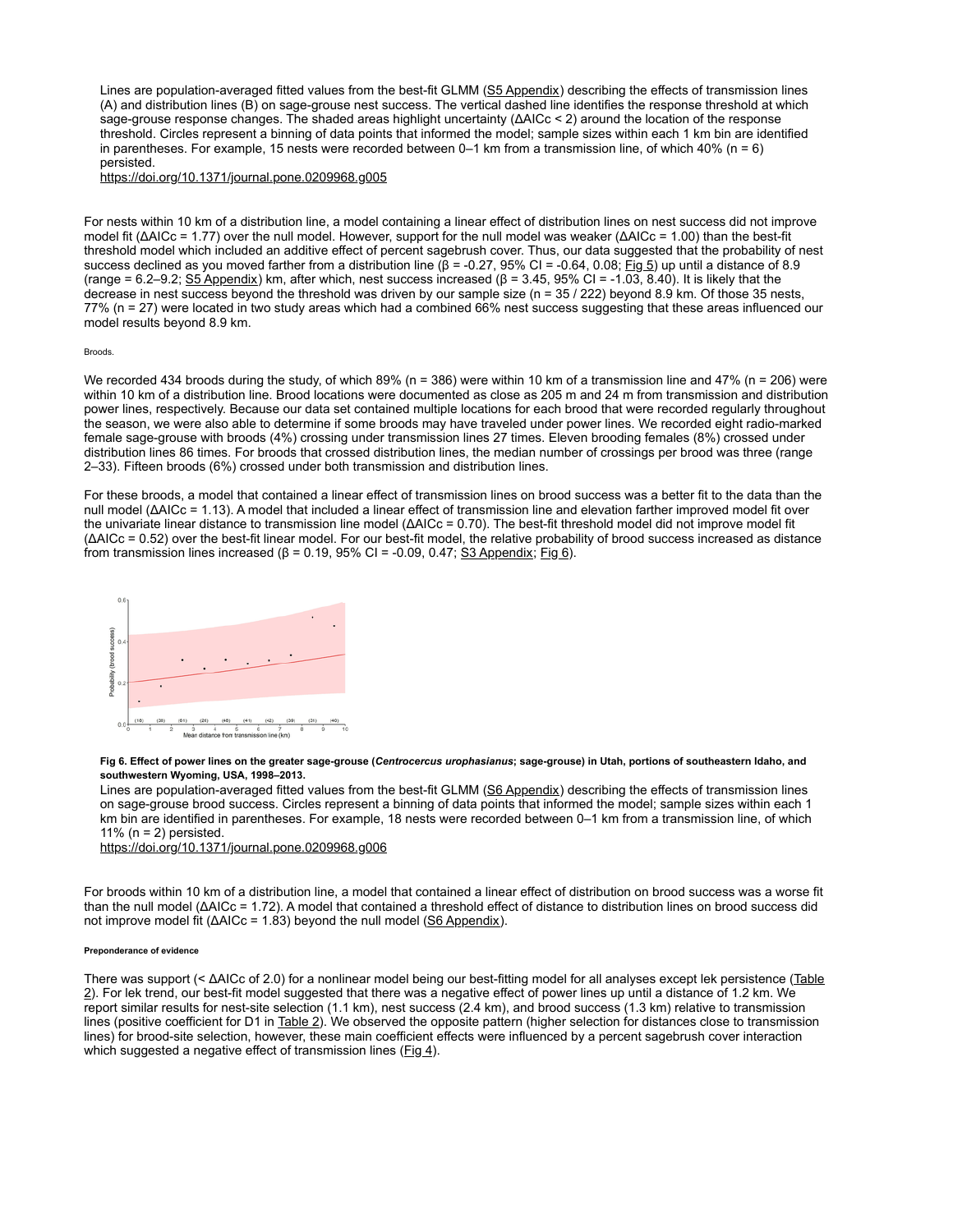Lines are population-averaged fitted values from the best-fit GLMM (S5 Appendix) describing the effects of transmission lines (A) and distribution lines (B) on sage-grouse nest success. The vertical dashed line identifies the response threshold at which sage-grouse response changes. The shaded areas highlight uncertainty (ΔAICc < 2) around the location of the response threshold. Circles represent a binning of data points that informed the model; sample sizes within each 1 km bin are identified in parentheses. For example, 15 nests were recorded between 0–1 km from a transmission line, of which 40% (n = 6) persisted.

https://doi.org/10.1371/journal.pone.0209968.g005

For nests within 10 km of a distribution line, a model containing a linear effect of distribution lines on nest success did not improve model fit (ΔAICc = 1.77) over the null model. However, support for the null model was weaker (ΔAICc = 1.00) than the best-fit threshold model which included an additive effect of percent sagebrush cover. Thus, our data suggested that the probability of nest success declined as you moved farther from a distribution line (β = -0.27, 95% CI = -0.64, 0.08; Fig 5) up until a distance of 8.9 (range = 6.2–9.2; S5 Appendix) km, after which, nest success increased (β = 3.45, 95% CI = -1.03, 8.40). It is likely that the decrease in nest success beyond the threshold was driven by our sample size (n = 35 / 222) beyond 8.9 km. Of those 35 nests, 77% (n = 27) were located in two study areas which had a combined 66% nest success suggesting that these areas influenced our model results beyond 8.9 km.

###### Broods.

We recorded 434 broods during the study, of which 89% (n = 386) were within 10 km of a transmission line and 47% (n = 206) were within 10 km of a distribution line. Brood locations were documented as close as 205 m and 24 m from transmission and distribution power lines, respectively. Because our data set contained multiple locations for each brood that were recorded regularly throughout the season, we were also able to determine if some broods may have traveled under power lines. We recorded eight radio-marked female sage-grouse with broods (4%) crossing under transmission lines 27 times. Eleven brooding females (8%) crossed under distribution lines 86 times. For broods that crossed distribution lines, the median number of crossings per brood was three (range 2–33). Fifteen broods (6%) crossed under both transmission and distribution lines.

For these broods, a model that contained a linear effect of transmission lines on brood success was a better fit to the data than the null model (ΔAICc = 1.13). A model that included a linear effect of transmission line and elevation farther improved model fit over the univariate linear distance to transmission line model (ΔAICc = 0.70). The best-fit threshold model did not improve model fit (ΔAICc = 0.52) over the best-fit linear model. For our best-fit model, the relative probability of brood success increased as distance from transmission lines increased (β = 0.19, 95% CI = -0.09, 0.47; S3 Appendix; Fig 6).

**Fig 6. Effect of power lines on the greater sage-grouse (*Centrocercus urophasianus*; sage-grouse) in Utah, portions of southeastern Idaho, and southwestern Wyoming, USA, 1998–2013.**

Lines are population-averaged fitted values from the best-fit GLMM (S6 Appendix) describing the effects of transmission lines on sage-grouse brood success. Circles represent a binning of data points that informed the model; sample sizes within each 1 km bin are identified in parentheses. For example, 18 nests were recorded between 0–1 km from a transmission line, of which 11% (n = 2) persisted.

https://doi.org/10.1371/journal.pone.0209968.g006

For broods within 10 km of a distribution line, a model that contained a linear effect of distribution on brood success was a worse fit than the null model (ΔAICc = 1.72). A model that contained a threshold effect of distance to distribution lines on brood success did not improve model fit (ΔAICc = 1.83) beyond the null model (S6 Appendix).

###### Preponderance of evidence

There was support (< ΔAICc of 2.0) for a nonlinear model being our best-fitting model for all analyses except lek persistence (Table 2). For lek trend, our best-fit model suggested that there was a negative effect of power lines up until a distance of 1.2 km. We report similar results for nest-site selection (1.1 km), nest success (2.4 km), and brood success (1.3 km) relative to transmission lines (positive coefficient for D1 in Table 2). We observed the opposite pattern (higher selection for distances close to transmission lines) for brood-site selection, however, these main coefficient effects were influenced by a percent sagebrush cover interaction which suggested a negative effect of transmission lines (Fig 4).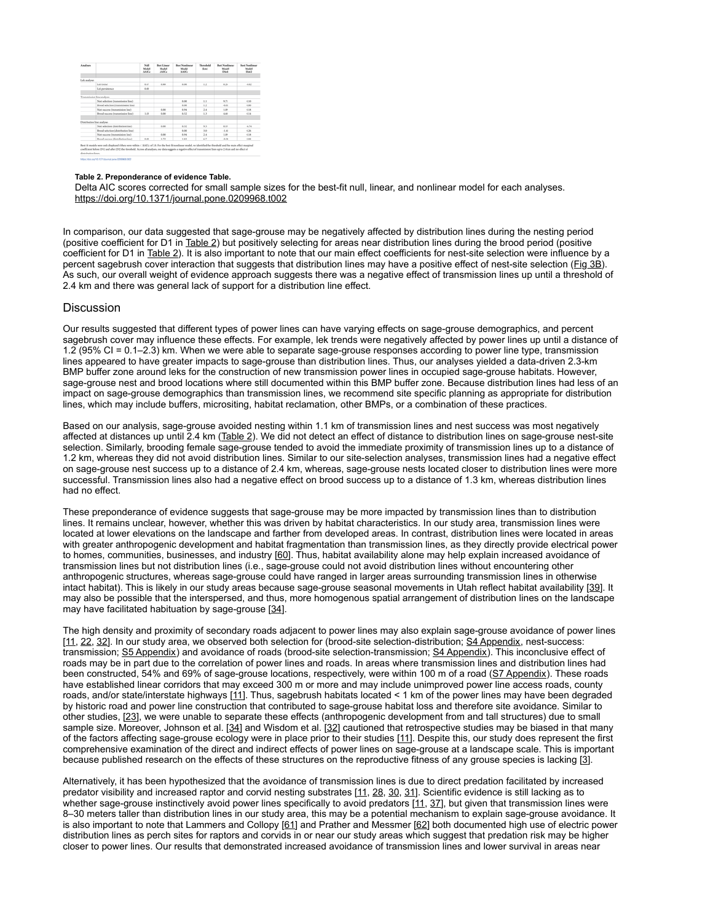**Table 2. Preponderance of evidence Table.**

Delta AIC scores corrected for small sample sizes for the best-fit null, linear, and nonlinear model for each analyses.

https://doi.org/10.1371/journal.pone.0209968.t002

In comparison, our data suggested that sage-grouse may be negatively affected by distribution lines during the nesting period (positive coefficient for D1 in Table 2) but positively selecting for areas near distribution lines during the brood period (positive coefficient for D1 in Table 2). It is also important to note that our main effect coefficients for nest-site selection were influence by a percent sagebrush cover interaction that suggests that distribution lines may have a positive effect of nest-site selection (Fig 3B). As such, our overall weight of evidence approach suggests there was a negative effect of transmission lines up until a threshold of 2.4 km and there was general lack of support for a distribution line effect.

## Discussion

Our results suggested that different types of power lines can have varying effects on sage-grouse demographics, and percent sagebrush cover may influence these effects. For example, lek trends were negatively affected by power lines up until a distance of 1.2 (95% CI = 0.1–2.3) km. When we were able to separate sage-grouse responses according to power line type, transmission lines appeared to have greater impacts to sage-grouse than distribution lines. Thus, our analyses yielded a data-driven 2.3-km BMP buffer zone around leks for the construction of new transmission power lines in occupied sage-grouse habitats. However, sage-grouse nest and brood locations where still documented within this BMP buffer zone. Because distribution lines had less of an impact on sage-grouse demographics than transmission lines, we recommend site specific planning as appropriate for distribution lines, which may include buffers, micrositing, habitat reclamation, other BMPs, or a combination of these practices.

Based on our analysis, sage-grouse avoided nesting within 1.1 km of transmission lines and nest success was most negatively affected at distances up until 2.4 km (Table 2). We did not detect an effect of distance to distribution lines on sage-grouse nest-site selection. Similarly, brooding female sage-grouse tended to avoid the immediate proximity of transmission lines up to a distance of 1.2 km, whereas they did not avoid distribution lines. Similar to our site-selection analyses, transmission lines had a negative effect on sage-grouse nest success up to a distance of 2.4 km, whereas, sage-grouse nests located closer to distribution lines were more successful. Transmission lines also had a negative effect on brood success up to a distance of 1.3 km, whereas distribution lines had no effect.

These preponderance of evidence suggests that sage-grouse may be more impacted by transmission lines than to distribution lines. It remains unclear, however, whether this was driven by habitat characteristics. In our study area, transmission lines were located at lower elevations on the landscape and farther from developed areas. In contrast, distribution lines were located in areas with greater anthropogenic development and habitat fragmentation than transmission lines, as they directly provide electrical power to homes, communities, businesses, and industry [60]. Thus, habitat availability alone may help explain increased avoidance of transmission lines but not distribution lines (i.e., sage-grouse could not avoid distribution lines without encountering other anthropogenic structures, whereas sage-grouse could have ranged in larger areas surrounding transmission lines in otherwise intact habitat). This is likely in our study areas because sage-grouse seasonal movements in Utah reflect habitat availability [39]. It may also be possible that the interspersed, and thus, more homogenous spatial arrangement of distribution lines on the landscape may have facilitated habituation by sage-grouse [34].

The high density and proximity of secondary roads adjacent to power lines may also explain sage-grouse avoidance of power lines [11, 22, 32]. In our study area, we observed both selection for (brood-site selection-distribution; S4 Appendix, nest-success: transmission; S5 Appendix) and avoidance of roads (brood-site selection-transmission; S4 Appendix). This inconclusive effect of roads may be in part due to the correlation of power lines and roads. In areas where transmission lines and distribution lines had been constructed, 54% and 69% of sage-grouse locations, respectively, were within 100 m of a road (S7 Appendix). These roads have established linear corridors that may exceed 300 m or more and may include unimproved power line access roads, county roads, and/or state/interstate highways [11]. Thus, sagebrush habitats located < 1 km of the power lines may have been degraded by historic road and power line construction that contributed to sage-grouse habitat loss and therefore site avoidance. Similar to other studies, [23], we were unable to separate these effects (anthropogenic development from and tall structures) due to small sample size. Moreover, Johnson et al. [34] and Wisdom et al. [32] cautioned that retrospective studies may be biased in that many of the factors affecting sage-grouse ecology were in place prior to their studies [11]. Despite this, our study does represent the first comprehensive examination of the direct and indirect effects of power lines on sage-grouse at a landscape scale. This is important because published research on the effects of these structures on the reproductive fitness of any grouse species is lacking [3].

Alternatively, it has been hypothesized that the avoidance of transmission lines is due to direct predation facilitated by increased predator visibility and increased raptor and corvid nesting substrates [11, 28, 30, 31]. Scientific evidence is still lacking as to whether sage-grouse instinctively avoid power lines specifically to avoid predators [11, 37], but given that transmission lines were 8–30 meters taller than distribution lines in our study area, this may be a potential mechanism to explain sage-grouse avoidance. It is also important to note that Lammers and Collopy [61] and Prather and Messmer [62] both documented high use of electric power distribution lines as perch sites for raptors and corvids in or near our study areas which suggest that predation risk may be higher closer to power lines. Our results that demonstrated increased avoidance of transmission lines and lower survival in areas near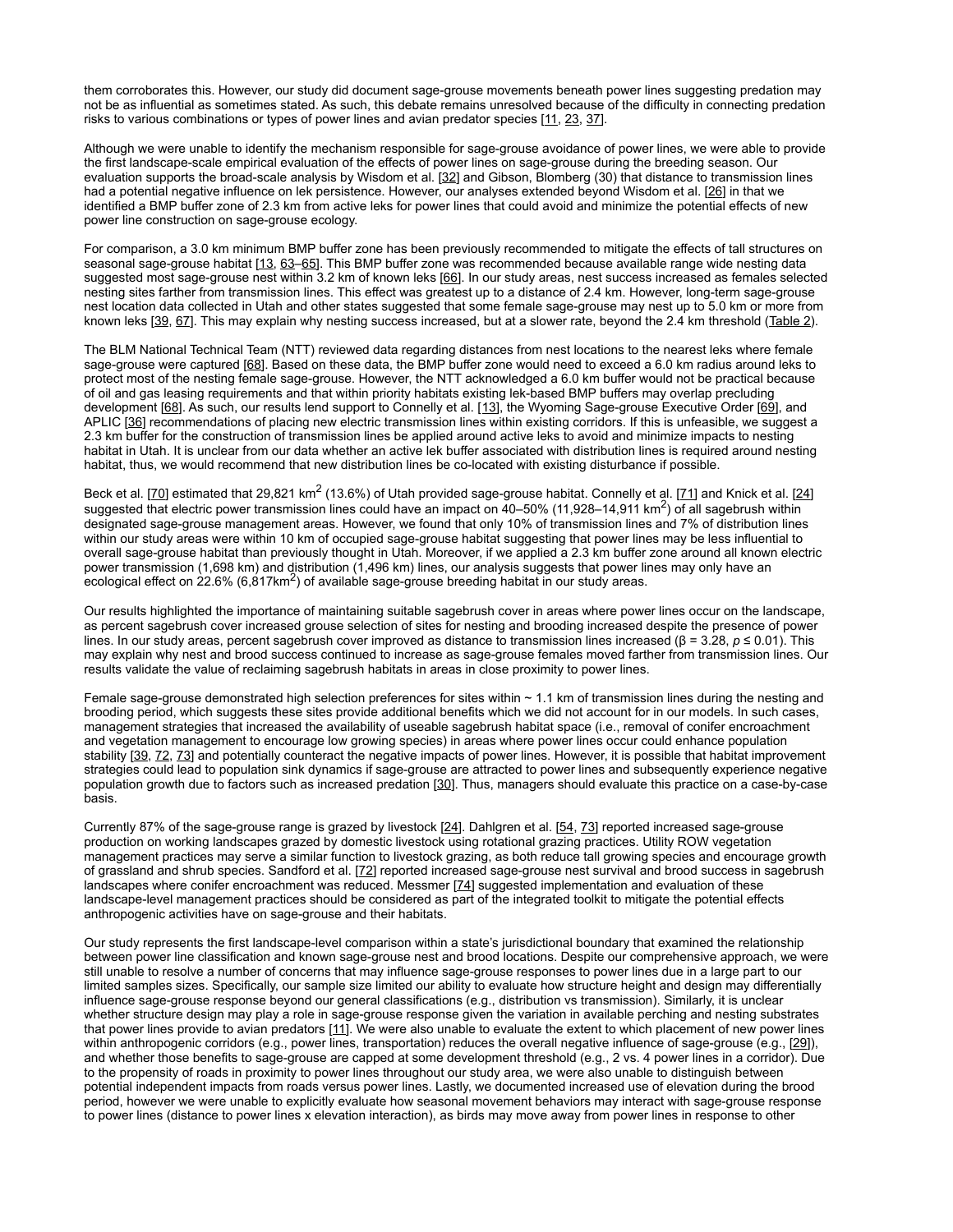them corroborates this. However, our study did document sage-grouse movements beneath power lines suggesting predation may not be as influential as sometimes stated. As such, this debate remains unresolved because of the difficulty in connecting predation risks to various combinations or types of power lines and avian predator species [11, 23, 37].

Although we were unable to identify the mechanism responsible for sage-grouse avoidance of power lines, we were able to provide the first landscape-scale empirical evaluation of the effects of power lines on sage-grouse during the breeding season. Our evaluation supports the broad-scale analysis by Wisdom et al. [32] and Gibson, Blomberg (30) that distance to transmission lines had a potential negative influence on lek persistence. However, our analyses extended beyond Wisdom et al. [26] in that we identified a BMP buffer zone of 2.3 km from active leks for power lines that could avoid and minimize the potential effects of new power line construction on sage-grouse ecology.

For comparison, a 3.0 km minimum BMP buffer zone has been previously recommended to mitigate the effects of tall structures on seasonal sage-grouse habitat [13, 63–65]. This BMP buffer zone was recommended because available range wide nesting data suggested most sage-grouse nest within 3.2 km of known leks [66]. In our study areas, nest success increased as females selected nesting sites farther from transmission lines. This effect was greatest up to a distance of 2.4 km. However, long-term sage-grouse nest location data collected in Utah and other states suggested that some female sage-grouse may nest up to 5.0 km or more from known leks [39, 67]. This may explain why nesting success increased, but at a slower rate, beyond the 2.4 km threshold (Table 2).

The BLM National Technical Team (NTT) reviewed data regarding distances from nest locations to the nearest leks where female sage-grouse were captured [68]. Based on these data, the BMP buffer zone would need to exceed a 6.0 km radius around leks to protect most of the nesting female sage-grouse. However, the NTT acknowledged a 6.0 km buffer would not be practical because of oil and gas leasing requirements and that within priority habitats existing lek-based BMP buffers may overlap precluding development [68]. As such, our results lend support to Connelly et al. [13], the Wyoming Sage-grouse Executive Order [69], and APLIC [36] recommendations of placing new electric transmission lines within existing corridors. If this is unfeasible, we suggest a 2.3 km buffer for the construction of transmission lines be applied around active leks to avoid and minimize impacts to nesting habitat in Utah. It is unclear from our data whether an active lek buffer associated with distribution lines is required around nesting habitat, thus, we would recommend that new distribution lines be co-located with existing disturbance if possible.

Beck et al. [70] estimated that 29,821 km$^2$ (13.6%) of Utah provided sage-grouse habitat. Connelly et al. [71] and Knick et al. [24] suggested that electric power transmission lines could have an impact on 40–50% (11,928–14,911 km$^2$) of all sagebrush within designated sage-grouse management areas. However, we found that only 10% of transmission lines and 7% of distribution lines within our study areas were within 10 km of occupied sage-grouse habitat suggesting that power lines may be less influential to overall sage-grouse habitat than previously thought in Utah. Moreover, if we applied a 2.3 km buffer zone around all known electric power transmission (1,698 km) and distribution (1,496 km) lines, our analysis suggests that power lines may only have an ecological effect on 22.6% (6,817km$^2$) of available sage-grouse breeding habitat in our study areas.

Our results highlighted the importance of maintaining suitable sagebrush cover in areas where power lines occur on the landscape, as percent sagebrush cover increased grouse selection of sites for nesting and brooding increased despite the presence of power lines. In our study areas, percent sagebrush cover improved as distance to transmission lines increased ($\beta = 3.28$, $p \leq 0.01$). This may explain why nest and brood success continued to increase as sage-grouse females moved farther from transmission lines. Our results validate the value of reclaiming sagebrush habitats in areas in close proximity to power lines.

Female sage-grouse demonstrated high selection preferences for sites within ~ 1.1 km of transmission lines during the nesting and brooding period, which suggests these sites provide additional benefits which we did not account for in our models. In such cases, management strategies that increased the availability of useable sagebrush habitat space (i.e., removal of conifer encroachment and vegetation management to encourage low growing species) in areas where power lines occur could enhance population stability [39, 72, 73] and potentially counteract the negative impacts of power lines. However, it is possible that habitat improvement strategies could lead to population sink dynamics if sage-grouse are attracted to power lines and subsequently experience negative population growth due to factors such as increased predation [30]. Thus, managers should evaluate this practice on a case-by-case basis.

Currently 87% of the sage-grouse range is grazed by livestock [24]. Dahlgren et al. [54, 73] reported increased sage-grouse production on working landscapes grazed by domestic livestock using rotational grazing practices. Utility ROW vegetation management practices may serve a similar function to livestock grazing, as both reduce tall growing species and encourage growth of grassland and shrub species. Sandford et al. [72] reported increased sage-grouse nest survival and brood success in sagebrush landscapes where conifer encroachment was reduced. Messmer [74] suggested implementation and evaluation of these landscape-level management practices should be considered as part of the integrated toolkit to mitigate the potential effects anthropogenic activities have on sage-grouse and their habitats.

Our study represents the first landscape-level comparison within a state's jurisdictional boundary that examined the relationship between power line classification and known sage-grouse nest and brood locations. Despite our comprehensive approach, we were still unable to resolve a number of concerns that may influence sage-grouse responses to power lines due in a large part to our limited samples sizes. Specifically, our sample size limited our ability to evaluate how structure height and design may differentially influence sage-grouse response beyond our general classifications (e.g., distribution vs transmission). Similarly, it is unclear whether structure design may play a role in sage-grouse response given the variation in available perching and nesting substrates that power lines provide to avian predators [11]. We were also unable to evaluate the extent to which placement of new power lines within anthropogenic corridors (e.g., power lines, transportation) reduces the overall negative influence of sage-grouse (e.g., [29]), and whether those benefits to sage-grouse are capped at some development threshold (e.g., 2 vs. 4 power lines in a corridor). Due to the propensity of roads in proximity to power lines throughout our study area, we were also unable to distinguish between potential independent impacts from roads versus power lines. Lastly, we documented increased use of elevation during the brood period, however we were unable to explicitly evaluate how seasonal movement behaviors may interact with sage-grouse response to power lines (distance to power lines x elevation interaction), as birds may move away from power lines in response to other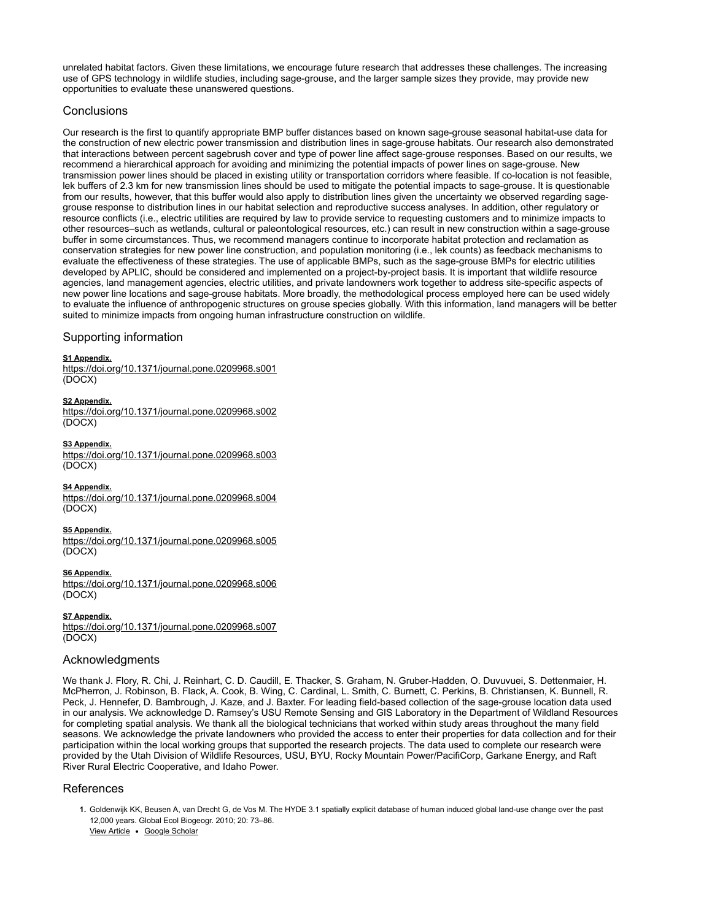unrelated habitat factors. Given these limitations, we encourage future research that addresses these challenges. The increasing use of GPS technology in wildlife studies, including sage-grouse, and the larger sample sizes they provide, may provide new opportunities to evaluate these unanswered questions.

## Conclusions

Our research is the first to quantify appropriate BMP buffer distances based on known sage-grouse seasonal habitat-use data for the construction of new electric power transmission and distribution lines in sage-grouse habitats. Our research also demonstrated that interactions between percent sagebrush cover and type of power line affect sage-grouse responses. Based on our results, we recommend a hierarchical approach for avoiding and minimizing the potential impacts of power lines on sage-grouse. New transmission power lines should be placed in existing utility or transportation corridors where feasible. If co-location is not feasible, lek buffers of 2.3 km for new transmission lines should be used to mitigate the potential impacts to sage-grouse. It is questionable from our results, however, that this buffer would also apply to distribution lines given the uncertainty we observed regarding sage-grouse response to distribution lines in our habitat selection and reproductive success analyses. In addition, other regulatory or resource conflicts (i.e., electric utilities are required by law to provide service to requesting customers and to minimize impacts to other resources–such as wetlands, cultural or paleontological resources, etc.) can result in new construction within a sage-grouse buffer in some circumstances. Thus, we recommend managers continue to incorporate habitat protection and reclamation as conservation strategies for new power line construction, and population monitoring (i.e., lek counts) as feedback mechanisms to evaluate the effectiveness of these strategies. The use of applicable BMPs, such as the sage-grouse BMPs for electric utilities developed by APLIC, should be considered and implemented on a project-by-project basis. It is important that wildlife resource agencies, land management agencies, electric utilities, and private landowners work together to address site-specific aspects of new power line locations and sage-grouse habitats. More broadly, the methodological process employed here can be used widely to evaluate the influence of anthropogenic structures on grouse species globally. With this information, land managers will be better suited to minimize impacts from ongoing human infrastructure construction on wildlife.

## Supporting information

**S1 Appendix.**
https://doi.org/10.1371/journal.pone.0209968.s001
(DOCX)

**S2 Appendix.**
https://doi.org/10.1371/journal.pone.0209968.s002
(DOCX)

**S3 Appendix.**
https://doi.org/10.1371/journal.pone.0209968.s003
(DOCX)

**S4 Appendix.**
https://doi.org/10.1371/journal.pone.0209968.s004
(DOCX)

**S5 Appendix.**
https://doi.org/10.1371/journal.pone.0209968.s005
(DOCX)

**S6 Appendix.**
https://doi.org/10.1371/journal.pone.0209968.s006
(DOCX)

**S7 Appendix.**
https://doi.org/10.1371/journal.pone.0209968.s007
(DOCX)

## Acknowledgments

We thank J. Flory, R. Chi, J. Reinhart, C. D. Caudill, E. Thacker, S. Graham, N. Gruber-Hadden, O. Duvuvuei, S. Dettenmaier, H. McPherron, J. Robinson, B. Flack, A. Cook, B. Wing, C. Cardinal, L. Smith, C. Burnett, C. Perkins, B. Christiansen, K. Bunnell, R. Peck, J. Hennefer, D. Bambrough, J. Kaze, and J. Baxter. For leading field-based collection of the sage-grouse location data used in our analysis. We acknowledge D. Ramsey's USU Remote Sensing and GIS Laboratory in the Department of Wildland Resources for completing spatial analysis. We thank all the biological technicians that worked within study areas throughout the many field seasons. We acknowledge the private landowners who provided the access to enter their properties for data collection and for their participation within the local working groups that supported the research projects. The data used to complete our research were provided by the Utah Division of Wildlife Resources, USU, BYU, Rocky Mountain Power/PacifiCorp, Garkane Energy, and Raft River Rural Electric Cooperative, and Idaho Power.

## References

1. Goldenwijk KK, Beusen A, van Drecht G, de Vos M. The HYDE 3.1 spatially explicit database of human induced global land-use change over the past 12,000 years. Global Ecol Biogeogr. 2010; 20: 73–86.
View Article • Google Scholar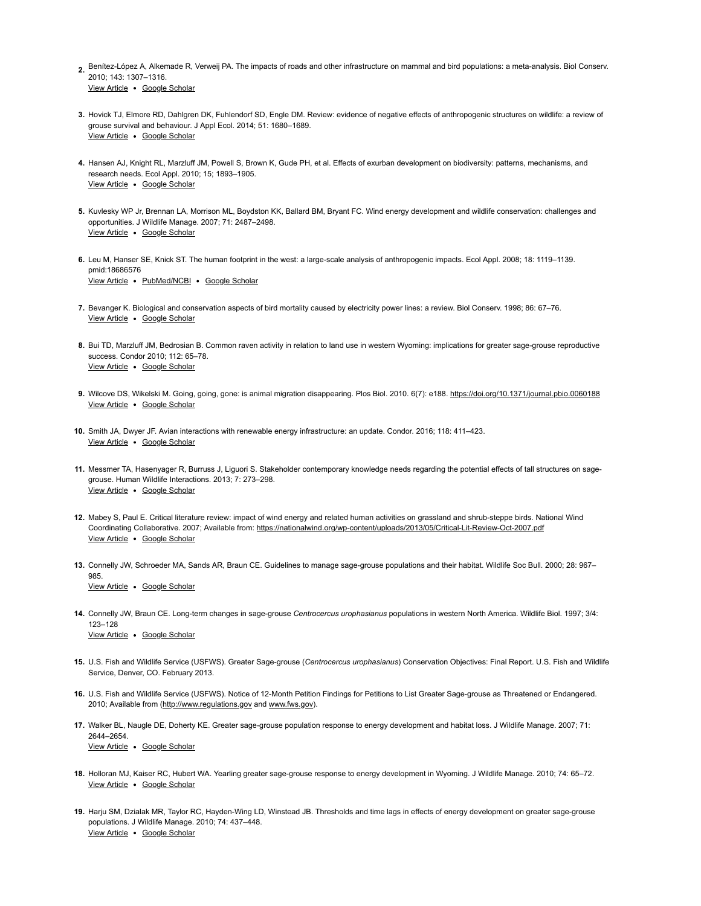2. Benítez-López A, Alkemade R, Verweij PA. The impacts of roads and other infrastructure on mammal and bird populations: a meta-analysis. Biol Conserv. 2010; 143: 1307–1316.
   View Article • Google Scholar

3. Hovick TJ, Elmore RD, Dahlgren DK, Fuhlendorf SD, Engle DM. Review: evidence of negative effects of anthropogenic structures on wildlife: a review of grouse survival and behaviour. J Appl Ecol. 2014; 51: 1680–1689.
   View Article • Google Scholar

4. Hansen AJ, Knight RL, Marzluff JM, Powell S, Brown K, Gude PH, et al. Effects of exurban development on biodiversity: patterns, mechanisms, and research needs. Ecol Appl. 2010; 15; 1893–1905.
   View Article • Google Scholar

5. Kuvlesky WP Jr, Brennan LA, Morrison ML, Boydston KK, Ballard BM, Bryant FC. Wind energy development and wildlife conservation: challenges and opportunities. J Wildlife Manage. 2007; 71: 2487–2498.
   View Article • Google Scholar

6. Leu M, Hanser SE, Knick ST. The human footprint in the west: a large-scale analysis of anthropogenic impacts. Ecol Appl. 2008; 18: 1119–1139. pmid:18686576
   View Article • PubMed/NCBI • Google Scholar

7. Bevanger K. Biological and conservation aspects of bird mortality caused by electricity power lines: a review. Biol Conserv. 1998; 86: 67–76.
   View Article • Google Scholar

8. Bui TD, Marzluff JM, Bedrosian B. Common raven activity in relation to land use in western Wyoming: implications for greater sage-grouse reproductive success. Condor 2010; 112: 65–78.
   View Article • Google Scholar

9. Wilcove DS, Wikelski M. Going, going, gone: is animal migration disappearing. Plos Biol. 2010. 6(7): e188. https://doi.org/10.1371/journal.pbio.0060188
   View Article • Google Scholar

10. Smith JA, Dwyer JF. Avian interactions with renewable energy infrastructure: an update. Condor. 2016; 118: 411–423.
    View Article • Google Scholar

11. Messmer TA, Hasenyager R, Burruss J, Liguori S. Stakeholder contemporary knowledge needs regarding the potential effects of tall structures on sage-grouse. Human Wildlife Interactions. 2013; 7: 273–298.
    View Article • Google Scholar

12. Mabey S, Paul E. Critical literature review: impact of wind energy and related human activities on grassland and shrub-steppe birds. National Wind Coordinating Collaborative. 2007; Available from: https://nationalwind.org/wp-content/uploads/2013/05/Critical-Lit-Review-Oct-2007.pdf
    View Article • Google Scholar

13. Connelly JW, Schroeder MA, Sands AR, Braun CE. Guidelines to manage sage-grouse populations and their habitat. Wildlife Soc Bull. 2000; 28: 967–985.
    View Article • Google Scholar

14. Connelly JW, Braun CE. Long-term changes in sage-grouse *Centrocercus urophasianus* populations in western North America. Wildlife Biol. 1997; 3/4: 123–128
    View Article • Google Scholar

15. U.S. Fish and Wildlife Service (USFWS). Greater Sage-grouse (*Centrocercus urophasianus*) Conservation Objectives: Final Report. U.S. Fish and Wildlife Service, Denver, CO. February 2013.

16. U.S. Fish and Wildlife Service (USFWS). Notice of 12-Month Petition Findings for Petitions to List Greater Sage-grouse as Threatened or Endangered. 2010; Available from (http://www.regulations.gov and www.fws.gov).

17. Walker BL, Naugle DE, Doherty KE. Greater sage-grouse population response to energy development and habitat loss. J Wildlife Manage. 2007; 71: 2644–2654.
    View Article • Google Scholar

18. Holloran MJ, Kaiser RC, Hubert WA. Yearling greater sage-grouse response to energy development in Wyoming. J Wildlife Manage. 2010; 74: 65–72.
    View Article • Google Scholar

19. Harju SM, Dzialak MR, Taylor RC, Hayden-Wing LD, Winstead JB. Thresholds and time lags in effects of energy development on greater sage-grouse populations. J Wildlife Manage. 2010; 74: 437–448.
    View Article • Google Scholar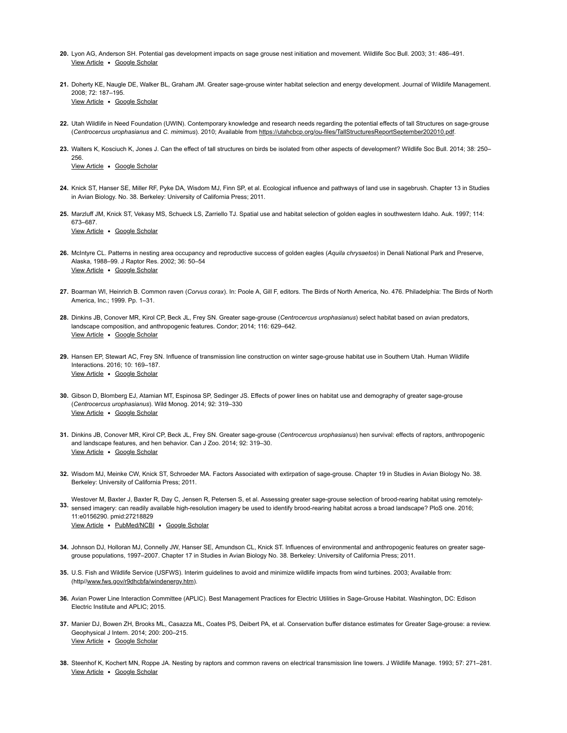20. Lyon AG, Anderson SH. Potential gas development impacts on sage grouse nest initiation and movement. Wildlife Soc Bull. 2003; 31: 486–491.
View Article • Google Scholar

21. Doherty KE, Naugle DE, Walker BL, Graham JM. Greater sage-grouse winter habitat selection and energy development. Journal of Wildlife Management. 2008; 72: 187–195.
View Article • Google Scholar

22. Utah Wildlife in Need Foundation (UWIN). Contemporary knowledge and research needs regarding the potential effects of tall Structures on sage-grouse (*Centrocercus urophasianus* and *C. mimimus*). 2010; Available from https://utahcbcp.org/ou-files/TallStructuresReportSeptember202010.pdf.

23. Walters K, Kosciuch K, Jones J. Can the effect of tall structures on birds be isolated from other aspects of development? Wildlife Soc Bull. 2014; 38: 250–256.
View Article • Google Scholar

24. Knick ST, Hanser SE, Miller RF, Pyke DA, Wisdom MJ, Finn SP, et al. Ecological influence and pathways of land use in sagebrush. Chapter 13 in Studies in Avian Biology. No. 38. Berkeley: University of California Press; 2011.

25. Marzluff JM, Knick ST, Vekasy MS, Schueck LS, Zarriello TJ. Spatial use and habitat selection of golden eagles in southwestern Idaho. Auk. 1997; 114: 673–687.
View Article • Google Scholar

26. McIntyre CL. Patterns in nesting area occupancy and reproductive success of golden eagles (*Aquila chrysaetos*) in Denali National Park and Preserve, Alaska, 1988–99. J Raptor Res. 2002; 36: 50–54
View Article • Google Scholar

27. Boarman WI, Heinrich B. Common raven (*Corvus corax*). In: Poole A, Gill F, editors. The Birds of North America, No. 476. Philadelphia: The Birds of North America, Inc.; 1999. Pp. 1–31.

28. Dinkins JB, Conover MR, Kirol CP, Beck JL, Frey SN. Greater sage-grouse (*Centrocercus urophasianus*) select habitat based on avian predators, landscape composition, and anthropogenic features. Condor; 2014; 116: 629–642.
View Article • Google Scholar

29. Hansen EP, Stewart AC, Frey SN. Influence of transmission line construction on winter sage-grouse habitat use in Southern Utah. Human Wildlife Interactions. 2016; 10: 169–187.
View Article • Google Scholar

30. Gibson D, Blomberg EJ, Atamian MT, Espinosa SP, Sedinger JS. Effects of power lines on habitat use and demography of greater sage-grouse (*Centrocercus urophasianus*). Wild Monog. 2014; 92: 319–330
View Article • Google Scholar

31. Dinkins JB, Conover MR, Kirol CP, Beck JL, Frey SN. Greater sage-grouse (*Centrocercus urophasianus*) hen survival: effects of raptors, anthropogenic and landscape features, and hen behavior. Can J Zoo. 2014; 92: 319–30.
View Article • Google Scholar

32. Wisdom MJ, Meinke CW, Knick ST, Schroeder MA. Factors Associated with extirpation of sage-grouse. Chapter 19 in Studies in Avian Biology No. 38. Berkeley: University of California Press; 2011.

33. Westover M, Baxter J, Baxter R, Day C, Jensen R, Petersen S, et al. Assessing greater sage-grouse selection of brood-rearing habitat using remotely-sensed imagery: can readily available high-resolution imagery be used to identify brood-rearing habitat across a broad landscape? PloS one. 2016; 11:e0156290. pmid:27218829
View Article • PubMed/NCBI • Google Scholar

34. Johnson DJ, Holloran MJ, Connelly JW, Hanser SE, Amundson CL, Knick ST. Influences of environmental and anthropogenic features on greater sage-grouse populations, 1997–2007. Chapter 17 in Studies in Avian Biology No. 38. Berkeley: University of California Press; 2011.

35. U.S. Fish and Wildlife Service (USFWS). Interim guidelines to avoid and minimize wildlife impacts from wind turbines. 2003; Available from: (http//www.fws.gov/r9dhcbfa/windenergy.htm).

36. Avian Power Line Interaction Committee (APLIC). Best Management Practices for Electric Utilities in Sage-Grouse Habitat. Washington, DC: Edison Electric Institute and APLIC; 2015.

37. Manier DJ, Bowen ZH, Brooks ML, Casazza ML, Coates PS, Deibert PA, et al. Conservation buffer distance estimates for Greater Sage-grouse: a review. Geophysical J Intern. 2014; 200: 200–215.
View Article • Google Scholar

38. Steenhof K, Kochert MN, Roppe JA. Nesting by raptors and common ravens on electrical transmission line towers. J Wildlife Manage. 1993; 57: 271–281.
View Article • Google Scholar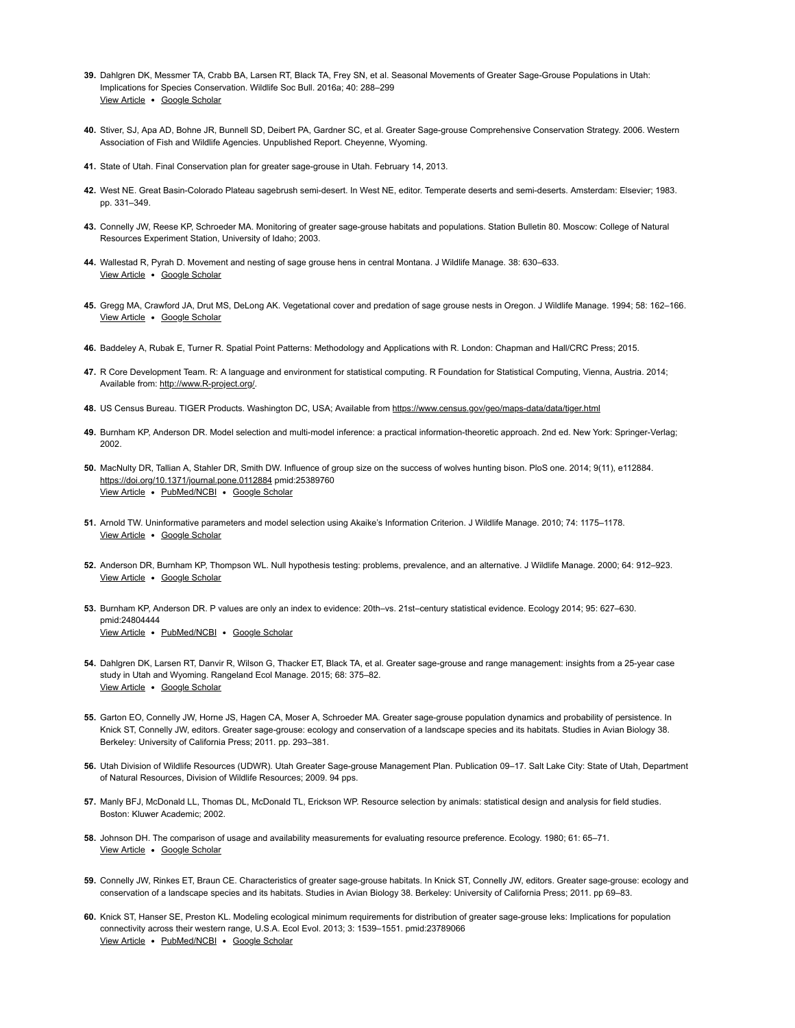39. Dahlgren DK, Messmer TA, Crabb BA, Larsen RT, Black TA, Frey SN, et al. Seasonal Movements of Greater Sage-Grouse Populations in Utah: Implications for Species Conservation. Wildlife Soc Bull. 2016a; 40: 288–299
View Article • Google Scholar

40. Stiver, SJ, Apa AD, Bohne JR, Bunnell SD, Deibert PA, Gardner SC, et al. Greater Sage-grouse Comprehensive Conservation Strategy. 2006. Western Association of Fish and Wildlife Agencies. Unpublished Report. Cheyenne, Wyoming.

41. State of Utah. Final Conservation plan for greater sage-grouse in Utah. February 14, 2013.

42. West NE. Great Basin-Colorado Plateau sagebrush semi-desert. In West NE, editor. Temperate deserts and semi-deserts. Amsterdam: Elsevier; 1983. pp. 331–349.

43. Connelly JW, Reese KP, Schroeder MA. Monitoring of greater sage-grouse habitats and populations. Station Bulletin 80. Moscow: College of Natural Resources Experiment Station, University of Idaho; 2003.

44. Wallestad R, Pyrah D. Movement and nesting of sage grouse hens in central Montana. J Wildlife Manage. 38: 630–633.
View Article • Google Scholar

45. Gregg MA, Crawford JA, Drut MS, DeLong AK. Vegetational cover and predation of sage grouse nests in Oregon. J Wildlife Manage. 1994; 58: 162–166.
View Article • Google Scholar

46. Baddeley A, Rubak E, Turner R. Spatial Point Patterns: Methodology and Applications with R. London: Chapman and Hall/CRC Press; 2015.

47. R Core Development Team. R: A language and environment for statistical computing. R Foundation for Statistical Computing, Vienna, Austria. 2014; Available from: http://www.R-project.org/.

48. US Census Bureau. TIGER Products. Washington DC, USA; Available from https://www.census.gov/geo/maps-data/data/tiger.html

49. Burnham KP, Anderson DR. Model selection and multi-model inference: a practical information-theoretic approach. 2nd ed. New York: Springer-Verlag; 2002.

50. MacNulty DR, Tallian A, Stahler DR, Smith DW. Influence of group size on the success of wolves hunting bison. PloS one. 2014; 9(11), e112884. https://doi.org/10.1371/journal.pone.0112884 pmid:25389760
View Article • PubMed/NCBI • Google Scholar

51. Arnold TW. Uninformative parameters and model selection using Akaike's Information Criterion. J Wildlife Manage. 2010; 74: 1175–1178.
View Article • Google Scholar

52. Anderson DR, Burnham KP, Thompson WL. Null hypothesis testing: problems, prevalence, and an alternative. J Wildlife Manage. 2000; 64: 912–923.
View Article • Google Scholar

53. Burnham KP, Anderson DR. P values are only an index to evidence: 20th–vs. 21st–century statistical evidence. Ecology 2014; 95: 627–630. pmid:24804444
View Article • PubMed/NCBI • Google Scholar

54. Dahlgren DK, Larsen RT, Danvir R, Wilson G, Thacker ET, Black TA, et al. Greater sage-grouse and range management: insights from a 25-year case study in Utah and Wyoming. Rangeland Ecol Manage. 2015; 68: 375–82.
View Article • Google Scholar

55. Garton EO, Connelly JW, Horne JS, Hagen CA, Moser A, Schroeder MA. Greater sage-grouse population dynamics and probability of persistence. In Knick ST, Connelly JW, editors. Greater sage-grouse: ecology and conservation of a landscape species and its habitats. Studies in Avian Biology 38. Berkeley: University of California Press; 2011. pp. 293–381.

56. Utah Division of Wildlife Resources (UDWR). Utah Greater Sage-grouse Management Plan. Publication 09–17. Salt Lake City: State of Utah, Department of Natural Resources, Division of Wildlife Resources; 2009. 94 pps.

57. Manly BFJ, McDonald LL, Thomas DL, McDonald TL, Erickson WP. Resource selection by animals: statistical design and analysis for field studies. Boston: Kluwer Academic; 2002.

58. Johnson DH. The comparison of usage and availability measurements for evaluating resource preference. Ecology. 1980; 61: 65–71.
View Article • Google Scholar

59. Connelly JW, Rinkes ET, Braun CE. Characteristics of greater sage-grouse habitats. In Knick ST, Connelly JW, editors. Greater sage-grouse: ecology and conservation of a landscape species and its habitats. Studies in Avian Biology 38. Berkeley: University of California Press; 2011. pp 69–83.

60. Knick ST, Hanser SE, Preston KL. Modeling ecological minimum requirements for distribution of greater sage-grouse leks: Implications for population connectivity across their western range, U.S.A. Ecol Evol. 2013; 3: 1539–1551. pmid:23789066
View Article • PubMed/NCBI • Google Scholar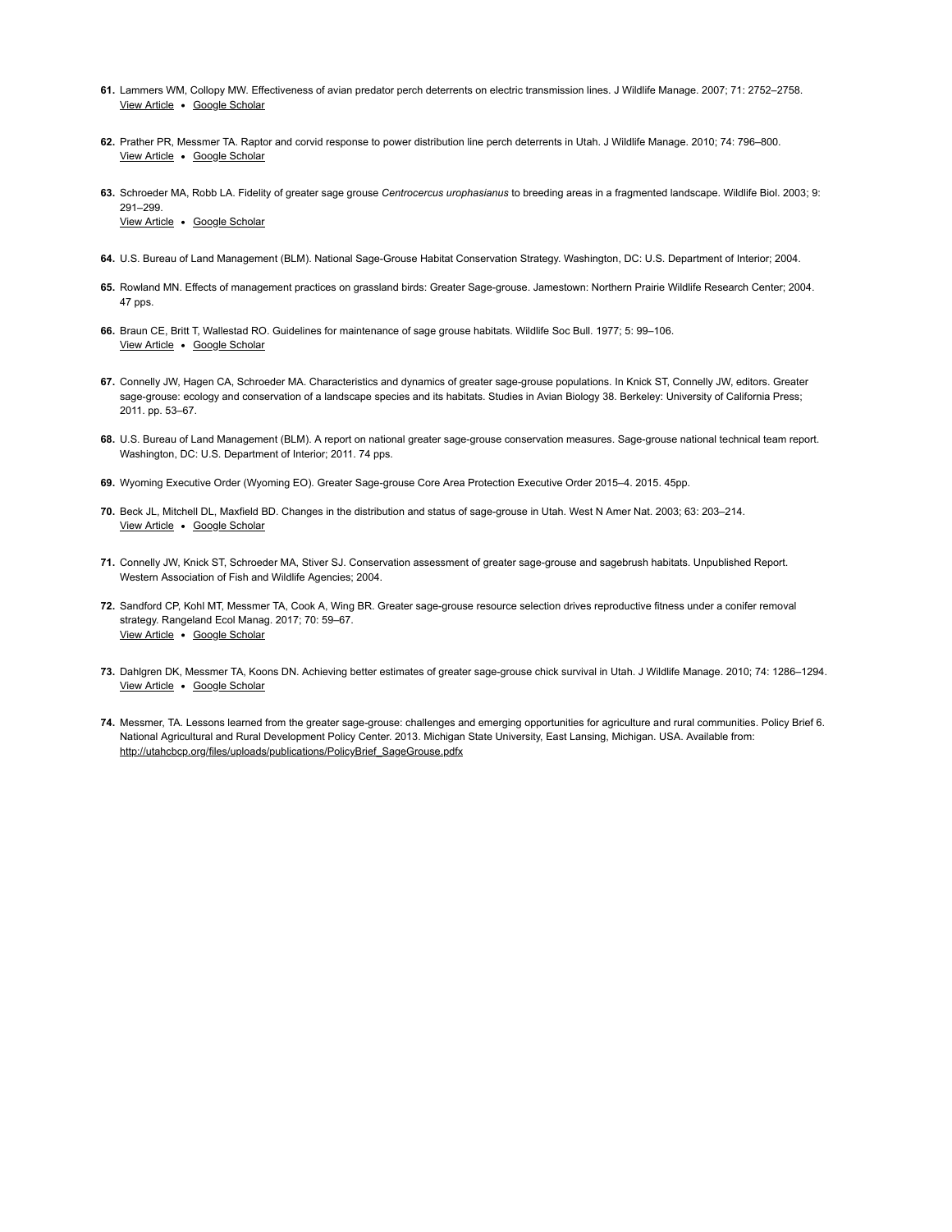61. Lammers WM, Collopy MW. Effectiveness of avian predator perch deterrents on electric transmission lines. J Wildlife Manage. 2007; 71: 2752–2758.
View Article • Google Scholar

62. Prather PR, Messmer TA. Raptor and corvid response to power distribution line perch deterrents in Utah. J Wildlife Manage. 2010; 74: 796–800.
View Article • Google Scholar

63. Schroeder MA, Robb LA. Fidelity of greater sage grouse *Centrocercus urophasianus* to breeding areas in a fragmented landscape. Wildlife Biol. 2003; 9: 291–299.
View Article • Google Scholar

64. U.S. Bureau of Land Management (BLM). National Sage-Grouse Habitat Conservation Strategy. Washington, DC: U.S. Department of Interior; 2004.

65. Rowland MN. Effects of management practices on grassland birds: Greater Sage-Grouse. Jamestown: Northern Prairie Wildlife Research Center; 2004. 47 pps.

66. Braun CE, Britt T, Wallestad RO. Guidelines for maintenance of sage grouse habitats. Wildlife Soc Bull. 1977; 5: 99–106.
View Article • Google Scholar

67. Connelly JW, Hagen CA, Schroeder MA. Characteristics and dynamics of greater sage-grouse populations. In Knick ST, Connelly JW, editors. Greater sage-grouse: ecology and conservation of a landscape species and its habitats. Studies in Avian Biology 38. Berkeley: University of California Press; 2011. pp. 53–67.

68. U.S. Bureau of Land Management (BLM). A report on national greater sage-grouse conservation measures. Sage-grouse national technical team report. Washington, DC: U.S. Department of Interior; 2011. 74 pps.

69. Wyoming Executive Order (Wyoming EO). Greater Sage-grouse Core Area Protection Executive Order 2015–4. 2015. 45pp.

70. Beck JL, Mitchell DL, Maxfield BD. Changes in the distribution and status of sage-grouse in Utah. West N Amer Nat. 2003; 63: 203–214.
View Article • Google Scholar

71. Connelly JW, Knick ST, Schroeder MA, Stiver SJ. Conservation assessment of greater sage-grouse and sagebrush habitats. Unpublished Report. Western Association of Fish and Wildlife Agencies; 2004.

72. Sandford CP, Kohl MT, Messmer TA, Cook A, Wing BR. Greater sage-grouse resource selection drives reproductive fitness under a conifer removal strategy. Rangeland Ecol Manag. 2017; 70: 59–67.
View Article • Google Scholar

73. Dahlgren DK, Messmer TA, Koons DN. Achieving better estimates of greater sage-grouse chick survival in Utah. J Wildlife Manage. 2010; 74: 1286–1294.
View Article • Google Scholar

74. Messmer, TA. Lessons learned from the greater sage-grouse: challenges and emerging opportunities for agriculture and rural communities. Policy Brief 6. National Agricultural and Rural Development Policy Center. 2013. Michigan State University, East Lansing, Michigan. USA. Available from: http://utahcbcp.org/files/uploads/publications/PolicyBrief_SageGrouse.pdfx